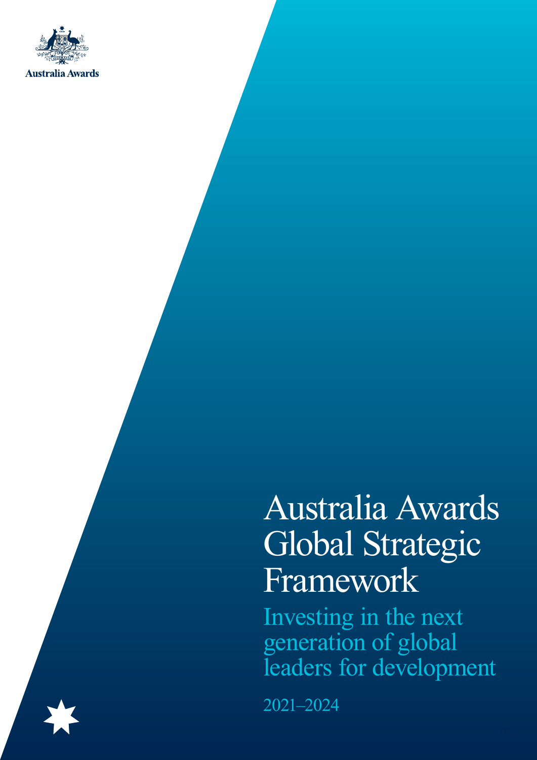Australia Awards

# Australia Awards Global Strategic Framework

## Investing in the next generation of global leaders for development

2021–2024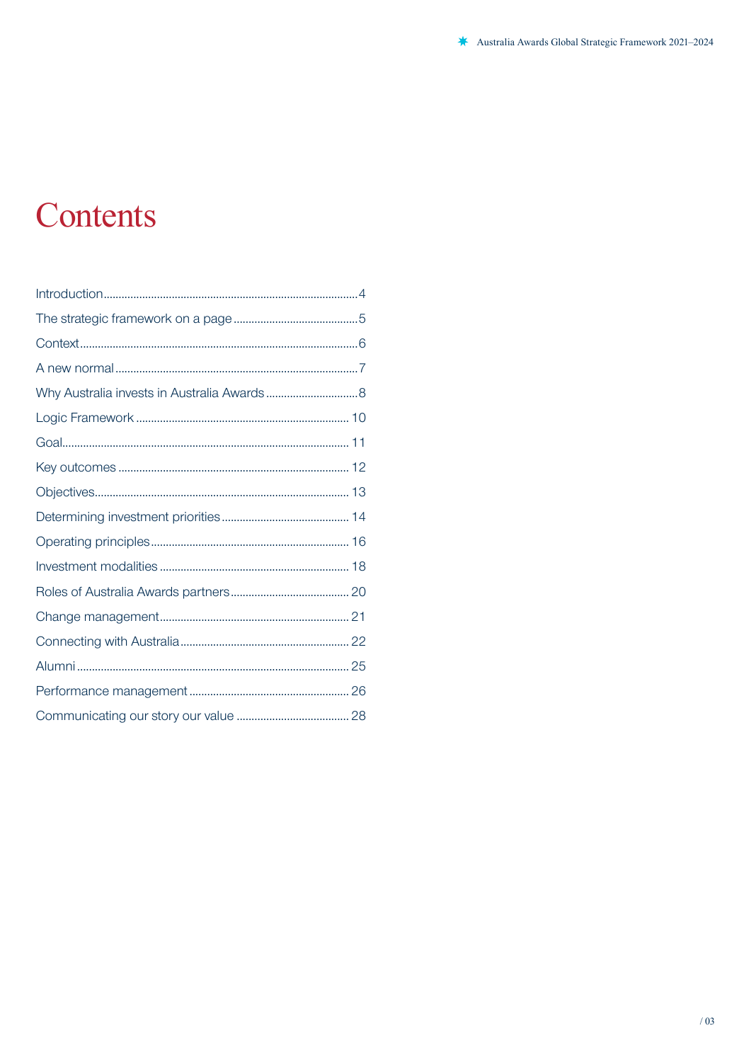# Contents

Introduction....................................................................................4

The strategic framework on a page ..........................................5

Context.............................................................................................6

A new normal .................................................................................7

Why Australia invests in Australia Awards ...............................8

Logic Framework ...................................................................... 10

Goal................................................................................................ 11

Key outcomes ............................................................................. 12

Objectives..................................................................................... 13

Determining investment priorities ........................................... 14

Operating principles................................................................... 16

Investment modalities ................................................................ 18

Roles of Australia Awards partners........................................ 20

Change management................................................................ 21

Connecting with Australia......................................................... 22

Alumni ........................................................................................... 25

Performance management ...................................................... 26

Communicating our story our value ...................................... 28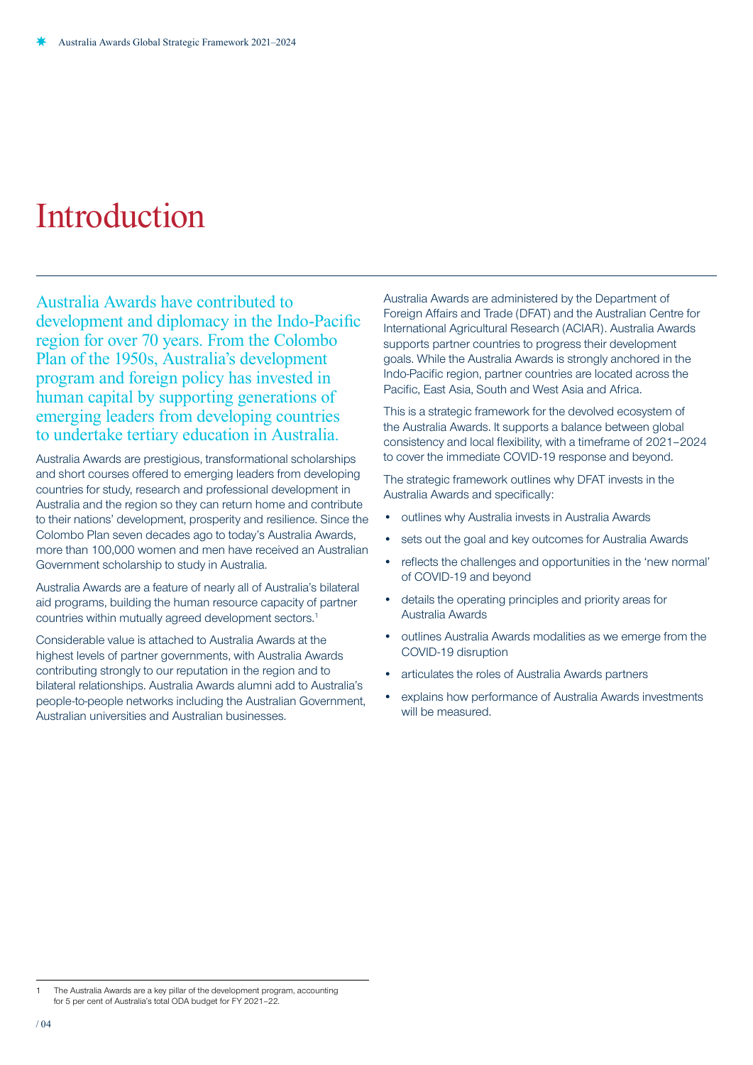# Introduction

Australia Awards have contributed to development and diplomacy in the Indo-Pacific region for over 70 years. From the Colombo Plan of the 1950s, Australia's development program and foreign policy has invested in human capital by supporting generations of emerging leaders from developing countries to undertake tertiary education in Australia.

Australia Awards are prestigious, transformational scholarships and short courses offered to emerging leaders from developing countries for study, research and professional development in Australia and the region so they can return home and contribute to their nations' development, prosperity and resilience. Since the Colombo Plan seven decades ago to today's Australia Awards, more than 100,000 women and men have received an Australian Government scholarship to study in Australia.

Australia Awards are a feature of nearly all of Australia's bilateral aid programs, building the human resource capacity of partner countries within mutually agreed development sectors.[1]

Considerable value is attached to Australia Awards at the highest levels of partner governments, with Australia Awards contributing strongly to our reputation in the region and to bilateral relationships. Australia Awards alumni add to Australia's people-to-people networks including the Australian Government, Australian universities and Australian businesses.

Australia Awards are administered by the Department of Foreign Affairs and Trade (DFAT) and the Australian Centre for International Agricultural Research (ACIAR). Australia Awards supports partner countries to progress their development goals. While the Australia Awards is strongly anchored in the Indo-Pacific region, partner countries are located across the Pacific, East Asia, South and West Asia and Africa.

This is a strategic framework for the devolved ecosystem of the Australia Awards. It supports a balance between global consistency and local flexibility, with a timeframe of 2021–2024 to cover the immediate COVID-19 response and beyond.

The strategic framework outlines why DFAT invests in the Australia Awards and specifically:

- outlines why Australia invests in Australia Awards
- sets out the goal and key outcomes for Australia Awards
- reflects the challenges and opportunities in the 'new normal' of COVID-19 and beyond
- details the operating principles and priority areas for Australia Awards
- outlines Australia Awards modalities as we emerge from the COVID-19 disruption
- articulates the roles of Australia Awards partners
- explains how performance of Australia Awards investments will be measured.

---

1 The Australia Awards are a key pillar of the development program, accounting for 5 per cent of Australia's total ODA budget for FY 2021–22.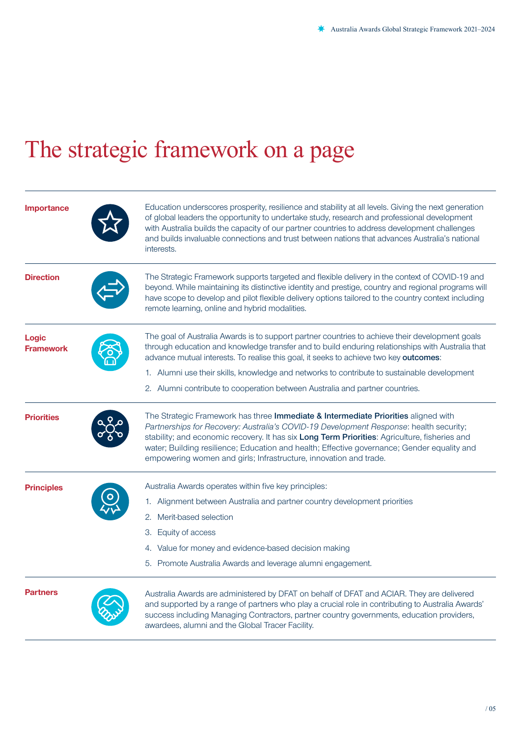# The strategic framework on a page

## Importance

Education underscores prosperity, resilience and stability at all levels. Giving the next generation of global leaders the opportunity to undertake study, research and professional development with Australia builds the capacity of our partner countries to address development challenges and builds invaluable connections and trust between nations that advances Australia's national interests.

## Direction

The Strategic Framework supports targeted and flexible delivery in the context of COVID-19 and beyond. While maintaining its distinctive identity and prestige, country and regional programs will have scope to develop and pilot flexible delivery options tailored to the country context including remote learning, online and hybrid modalities.

## Logic Framework

The goal of Australia Awards is to support partner countries to achieve their development goals through education and knowledge transfer and to build enduring relationships with Australia that advance mutual interests. To realise this goal, it seeks to achieve two key **outcomes**:

1. Alumni use their skills, knowledge and networks to contribute to sustainable development
2. Alumni contribute to cooperation between Australia and partner countries.

## Priorities

The Strategic Framework has three **Immediate & Intermediate Priorities** aligned with *Partnerships for Recovery: Australia's COVID-19 Development Response*: health security; stability; and economic recovery. It has six **Long Term Priorities**: Agriculture, fisheries and water; Building resilience; Education and health; Effective governance; Gender equality and empowering women and girls; Infrastructure, innovation and trade.

## Principles

Australia Awards operates within five key principles:

1. Alignment between Australia and partner country development priorities
2. Merit-based selection
3. Equity of access
4. Value for money and evidence-based decision making
5. Promote Australia Awards and leverage alumni engagement.

## Partners

Australia Awards are administered by DFAT on behalf of DFAT and ACIAR. They are delivered and supported by a range of partners who play a crucial role in contributing to Australia Awards' success including Managing Contractors, partner country governments, education providers, awardees, alumni and the Global Tracer Facility.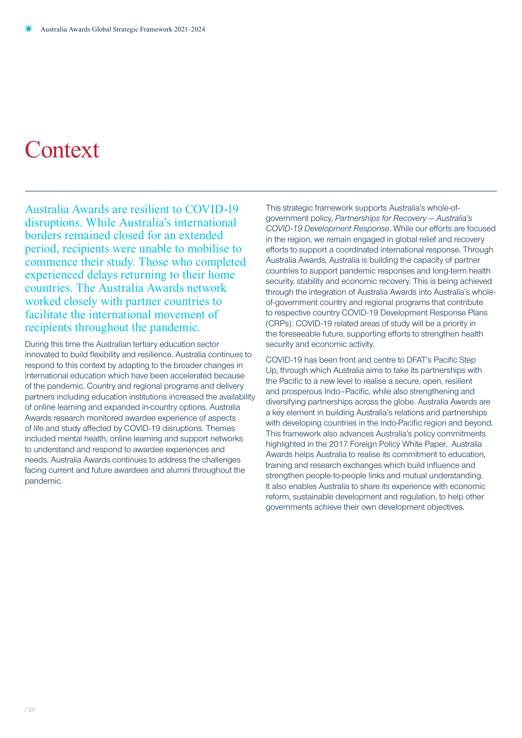# Context

Australia Awards are resilient to COVID-19 disruptions. While Australia's international borders remained closed for an extended period, recipients were unable to mobilise to commence their study. Those who completed experienced delays returning to their home countries. The Australia Awards network worked closely with partner countries to facilitate the international movement of recipients throughout the pandemic.

During this time the Australian tertiary education sector innovated to build flexibility and resilience. Australia continues to respond to this context by adapting to the broader changes in international education which have been accelerated because of the pandemic. Country and regional programs and delivery partners including education institutions increased the availability of online learning and expanded in-country options. Australia Awards research monitored awardee experience of aspects of life and study affected by COVID-19 disruptions. Themes included mental health, online learning and support networks to understand and respond to awardee experiences and needs. Australia Awards continues to address the challenges facing current and future awardees and alumni throughout the pandemic.

This strategic framework supports Australia's whole-of-government policy, *Partnerships for Recovery — Australia's COVID-19 Development Response*. While our efforts are focused in the region, we remain engaged in global relief and recovery efforts to support a coordinated international response. Through Australia Awards, Australia is building the capacity of partner countries to support pandemic responses and long-term health security, stability and economic recovery. This is being achieved through the integration of Australia Awards into Australia's whole-of-government country and regional programs that contribute to respective country COVID-19 Development Response Plans (CRPs). COVID-19 related areas of study will be a priority in the foreseeable future, supporting efforts to strengthen health security and economic activity.

COVID-19 has been front and centre to DFAT's Pacific Step Up, through which Australia aims to take its partnerships with the Pacific to a new level to realise a secure, open, resilient and prosperous Indo–Pacific, while also strengthening and diversifying partnerships across the globe. Australia Awards are a key element in building Australia's relations and partnerships with developing countries in the Indo-Pacific region and beyond. This framework also advances Australia's policy commitments highlighted in the 2017 Foreign Policy White Paper. Australia Awards helps Australia to realise its commitment to education, training and research exchanges which build influence and strengthen people-to-people links and mutual understanding. It also enables Australia to share its experience with economic reform, sustainable development and regulation, to help other governments achieve their own development objectives.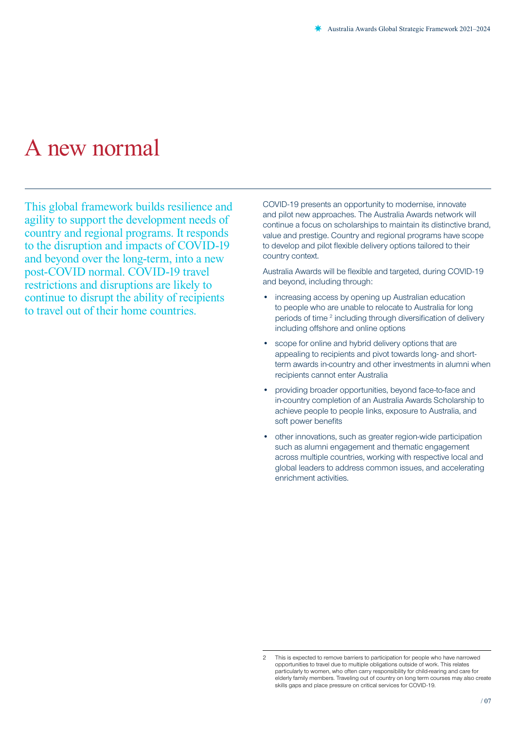# A new normal

This global framework builds resilience and agility to support the development needs of country and regional programs. It responds to the disruption and impacts of COVID-19 and beyond over the long-term, into a new post-COVID normal. COVID-19 travel restrictions and disruptions are likely to continue to disrupt the ability of recipients to travel out of their home countries.

COVID-19 presents an opportunity to modernise, innovate and pilot new approaches. The Australia Awards network will continue a focus on scholarships to maintain its distinctive brand, value and prestige. Country and regional programs have scope to develop and pilot flexible delivery options tailored to their country context.

Australia Awards will be flexible and targeted, during COVID-19 and beyond, including through:

- increasing access by opening up Australian education to people who are unable to relocate to Australia for long periods of time [2] including through diversification of delivery including offshore and online options
- scope for online and hybrid delivery options that are appealing to recipients and pivot towards long- and short-term awards in-country and other investments in alumni when recipients cannot enter Australia
- providing broader opportunities, beyond face-to-face and in-country completion of an Australia Awards Scholarship to achieve people to people links, exposure to Australia, and soft power benefits
- other innovations, such as greater region-wide participation such as alumni engagement and thematic engagement across multiple countries, working with respective local and global leaders to address common issues, and accelerating enrichment activities.

---

2 This is expected to remove barriers to participation for people who have narrowed opportunities to travel due to multiple obligations outside of work. This relates particularly to women, who often carry responsibility for child-rearing and care for elderly family members. Traveling out of country on long term courses may also create skills gaps and place pressure on critical services for COVID-19.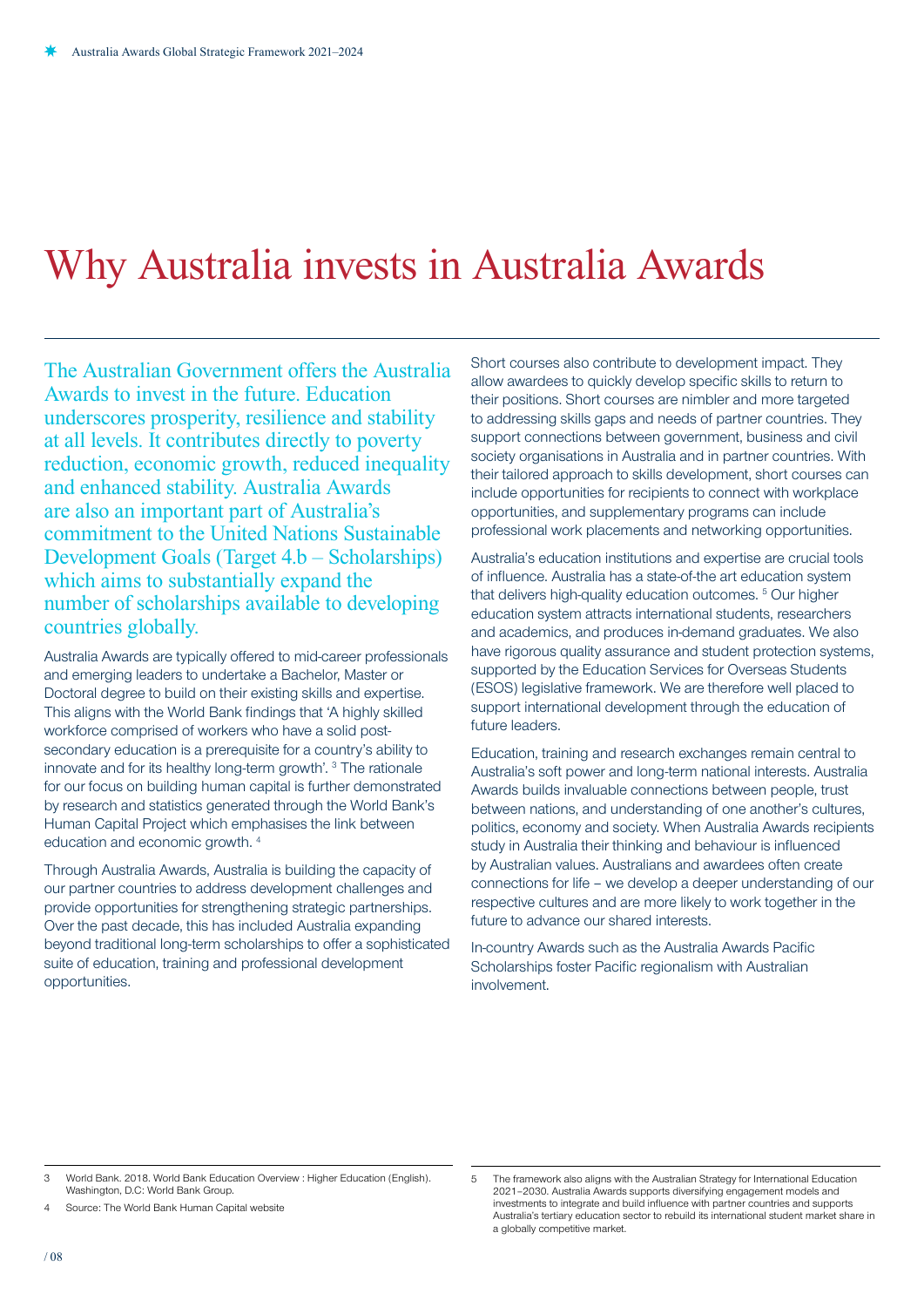# Why Australia invests in Australia Awards

The Australian Government offers the Australia Awards to invest in the future. Education underscores prosperity, resilience and stability at all levels. It contributes directly to poverty reduction, economic growth, reduced inequality and enhanced stability. Australia Awards are also an important part of Australia's commitment to the United Nations Sustainable Development Goals (Target 4.b – Scholarships) which aims to substantially expand the number of scholarships available to developing countries globally.

Australia Awards are typically offered to mid-career professionals and emerging leaders to undertake a Bachelor, Master or Doctoral degree to build on their existing skills and expertise. This aligns with the World Bank findings that 'A highly skilled workforce comprised of workers who have a solid post-secondary education is a prerequisite for a country's ability to innovate and for its healthy long-term growth'. [3] The rationale for our focus on building human capital is further demonstrated by research and statistics generated through the World Bank's Human Capital Project which emphasises the link between education and economic growth. [4]

Through Australia Awards, Australia is building the capacity of our partner countries to address development challenges and provide opportunities for strengthening strategic partnerships. Over the past decade, this has included Australia expanding beyond traditional long-term scholarships to offer a sophisticated suite of education, training and professional development opportunities.

Short courses also contribute to development impact. They allow awardees to quickly develop specific skills to return to their positions. Short courses are nimbler and more targeted to addressing skills gaps and needs of partner countries. They support connections between government, business and civil society organisations in Australia and in partner countries. With their tailored approach to skills development, short courses can include opportunities for recipients to connect with workplace opportunities, and supplementary programs can include professional work placements and networking opportunities.

Australia's education institutions and expertise are crucial tools of influence. Australia has a state-of-the art education system that delivers high-quality education outcomes. [5] Our higher education system attracts international students, researchers and academics, and produces in-demand graduates. We also have rigorous quality assurance and student protection systems, supported by the Education Services for Overseas Students (ESOS) legislative framework. We are therefore well placed to support international development through the education of future leaders.

Education, training and research exchanges remain central to Australia's soft power and long-term national interests. Australia Awards builds invaluable connections between people, trust between nations, and understanding of one another's cultures, politics, economy and society. When Australia Awards recipients study in Australia their thinking and behaviour is influenced by Australian values. Australians and awardees often create connections for life – we develop a deeper understanding of our respective cultures and are more likely to work together in the future to advance our shared interests.

In-country Awards such as the Australia Awards Pacific Scholarships foster Pacific regionalism with Australian involvement.

---

3 World Bank. 2018. World Bank Education Overview : Higher Education (English). Washington, D.C: World Bank Group.

4 Source: The World Bank Human Capital website

5 The framework also aligns with the Australian Strategy for International Education 2021–2030. Australia Awards supports diversifying engagement models and investments to integrate and build influence with partner countries and supports Australia's tertiary education sector to rebuild its international student market share in a globally competitive market.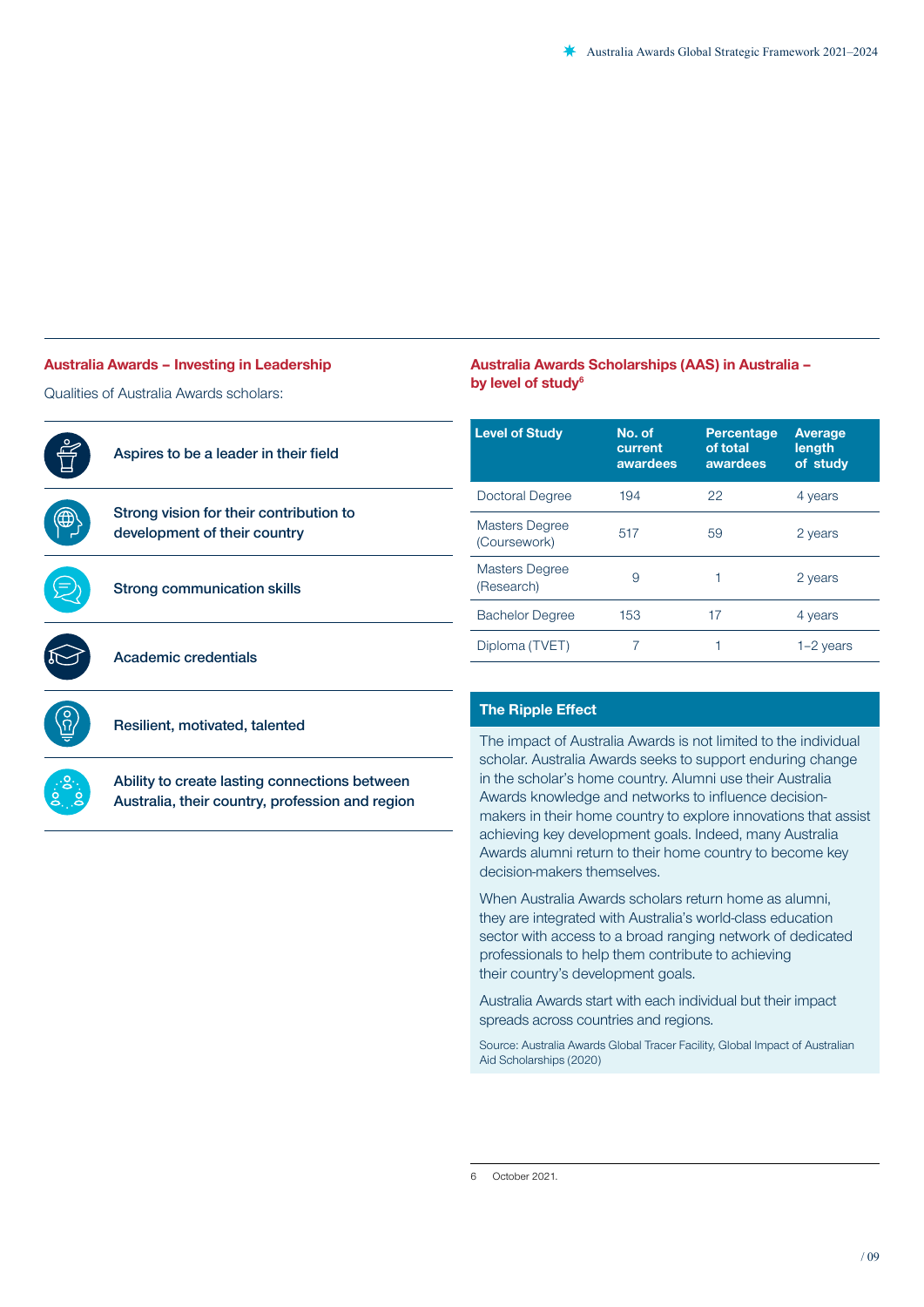## Australia Awards – Investing in Leadership

Qualities of Australia Awards scholars:

- Aspires to be a leader in their field
- Strong vision for their contribution to development of their country
- Strong communication skills
- Academic credentials
- Resilient, motivated, talented
- Ability to create lasting connections between Australia, their country, profession and region

## Australia Awards Scholarships (AAS) in Australia – by level of study[6]

| Level of Study | No. of current awardees | Percentage of total awardees | Average length of study |
|---|---|---|---|
| Doctoral Degree | 194 | 22 | 4 years |
| Masters Degree (Coursework) | 517 | 59 | 2 years |
| Masters Degree (Research) | 9 | 1 | 2 years |
| Bachelor Degree | 153 | 17 | 4 years |
| Diploma (TVET) | 7 | 1 | 1–2 years |

### The Ripple Effect

The impact of Australia Awards is not limited to the individual scholar. Australia Awards seeks to support enduring change in the scholar's home country. Alumni use their Australia Awards knowledge and networks to influence decision-makers in their home country to explore innovations that assist achieving key development goals. Indeed, many Australia Awards alumni return to their home country to become key decision-makers themselves.

When Australia Awards scholars return home as alumni, they are integrated with Australia's world-class education sector with access to a broad ranging network of dedicated professionals to help them contribute to achieving their country's development goals.

Australia Awards start with each individual but their impact spreads across countries and regions.

Source: Australia Awards Global Tracer Facility, Global Impact of Australian Aid Scholarships (2020)

6 October 2021.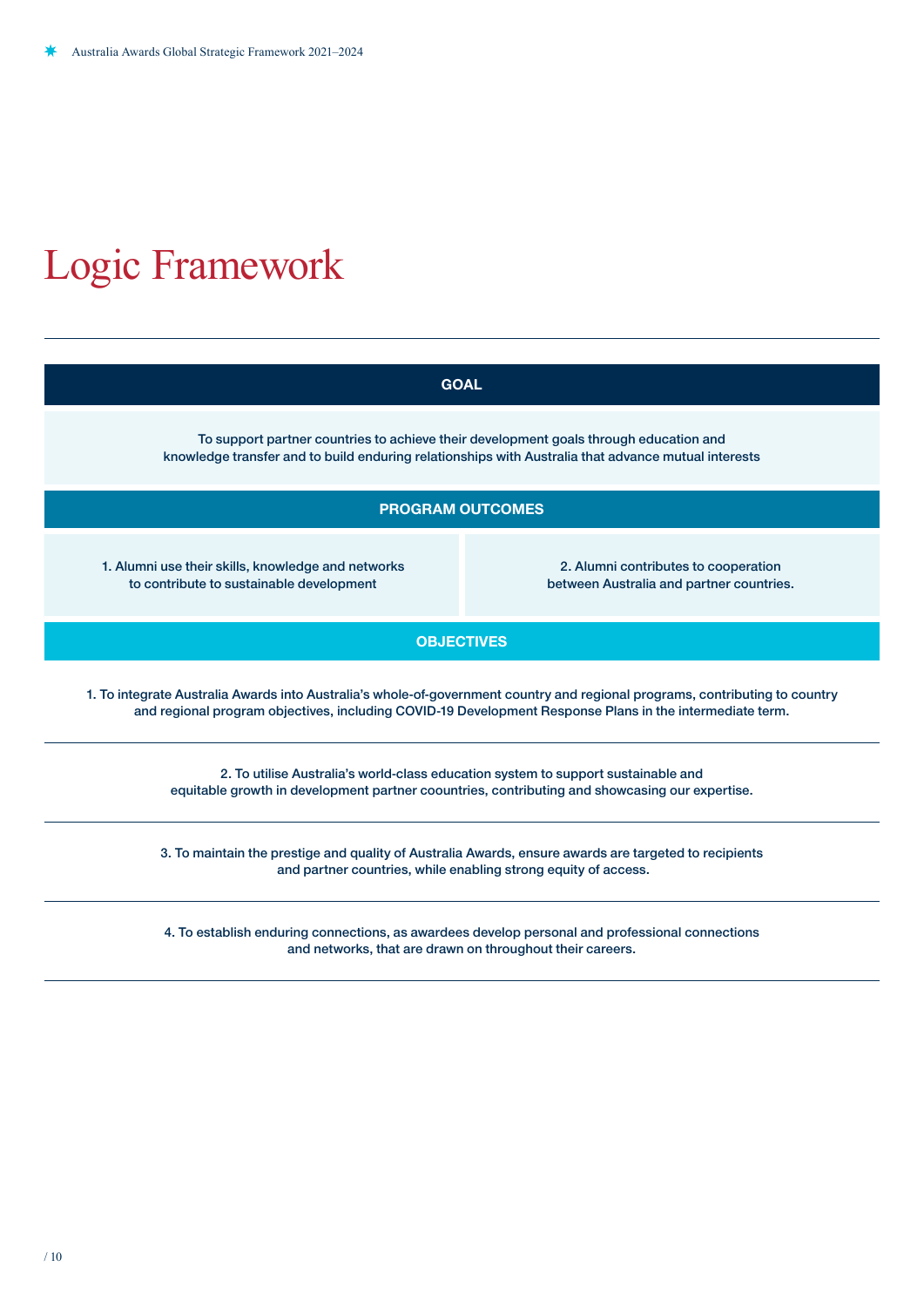# Logic Framework

## GOAL

To support partner countries to achieve their development goals through education and knowledge transfer and to build enduring relationships with Australia that advance mutual interests

## PROGRAM OUTCOMES

| 1. Alumni use their skills, knowledge and networks to contribute to sustainable development | 2. Alumni contributes to cooperation between Australia and partner countries. |
|---|---|

## OBJECTIVES

1. To integrate Australia Awards into Australia's whole-of-government country and regional programs, contributing to country and regional program objectives, including COVID-19 Development Response Plans in the intermediate term.

2. To utilise Australia's world-class education system to support sustainable and equitable growth in development partner coountries, contributing and showcasing our expertise.

3. To maintain the prestige and quality of Australia Awards, ensure awards are targeted to recipients and partner countries, while enabling strong equity of access.

4. To establish enduring connections, as awardees develop personal and professional connections and networks, that are drawn on throughout their careers.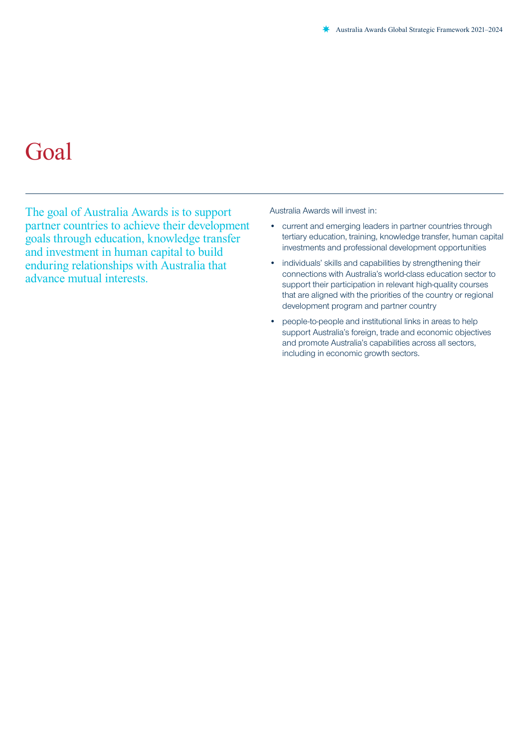# Goal

The goal of Australia Awards is to support partner countries to achieve their development goals through education, knowledge transfer and investment in human capital to build enduring relationships with Australia that advance mutual interests.

Australia Awards will invest in:

- current and emerging leaders in partner countries through tertiary education, training, knowledge transfer, human capital investments and professional development opportunities
- individuals' skills and capabilities by strengthening their connections with Australia's world-class education sector to support their participation in relevant high-quality courses that are aligned with the priorities of the country or regional development program and partner country
- people-to-people and institutional links in areas to help support Australia's foreign, trade and economic objectives and promote Australia's capabilities across all sectors, including in economic growth sectors.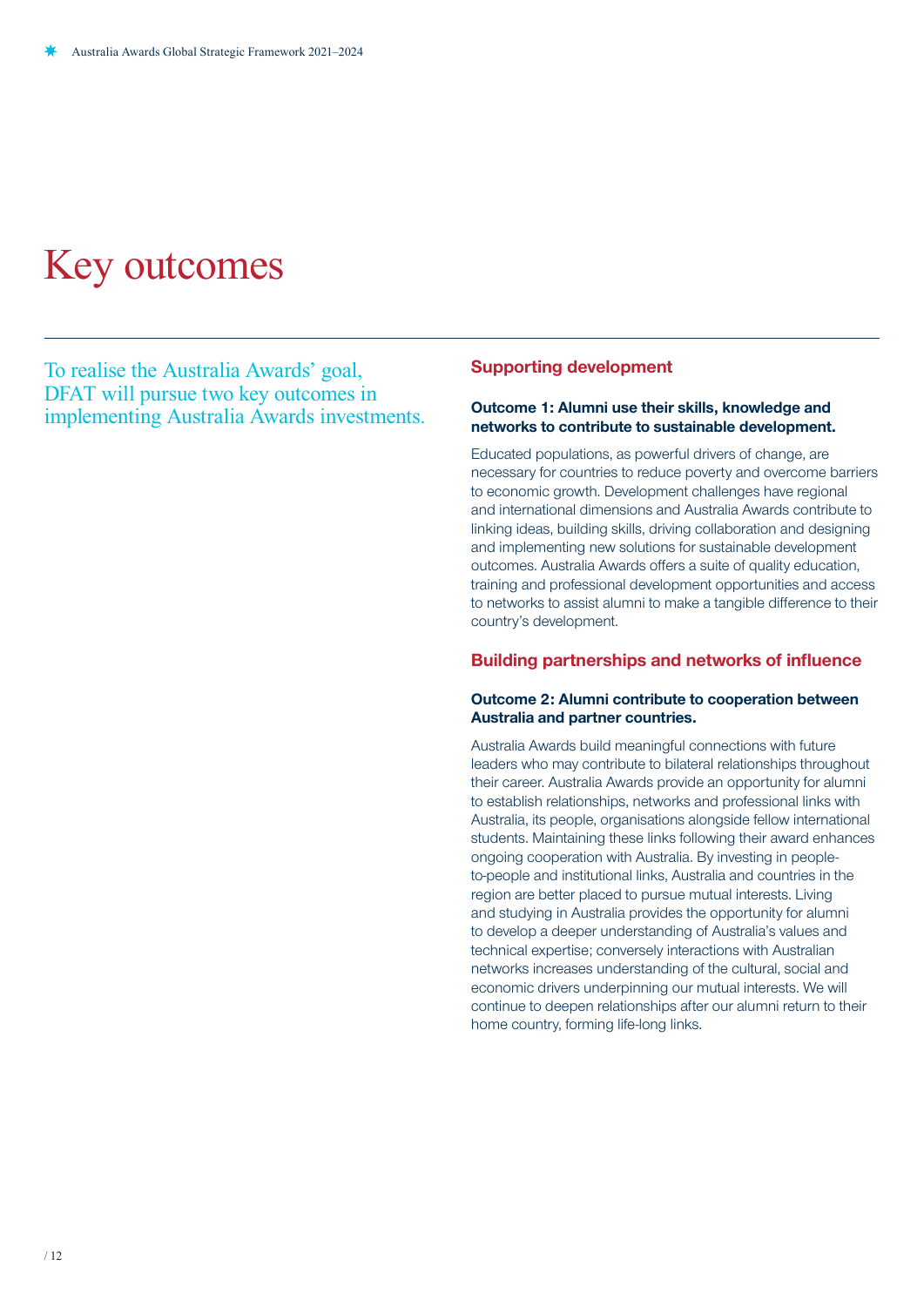# Key outcomes

To realise the Australia Awards' goal, DFAT will pursue two key outcomes in implementing Australia Awards investments.

## Supporting development

**Outcome 1: Alumni use their skills, knowledge and networks to contribute to sustainable development.**

Educated populations, as powerful drivers of change, are necessary for countries to reduce poverty and overcome barriers to economic growth. Development challenges have regional and international dimensions and Australia Awards contribute to linking ideas, building skills, driving collaboration and designing and implementing new solutions for sustainable development outcomes. Australia Awards offers a suite of quality education, training and professional development opportunities and access to networks to assist alumni to make a tangible difference to their country's development.

## Building partnerships and networks of influence

**Outcome 2: Alumni contribute to cooperation between Australia and partner countries.**

Australia Awards build meaningful connections with future leaders who may contribute to bilateral relationships throughout their career. Australia Awards provide an opportunity for alumni to establish relationships, networks and professional links with Australia, its people, organisations alongside fellow international students. Maintaining these links following their award enhances ongoing cooperation with Australia. By investing in people-to-people and institutional links, Australia and countries in the region are better placed to pursue mutual interests. Living and studying in Australia provides the opportunity for alumni to develop a deeper understanding of Australia's values and technical expertise; conversely interactions with Australian networks increases understanding of the cultural, social and economic drivers underpinning our mutual interests. We will continue to deepen relationships after our alumni return to their home country, forming life-long links.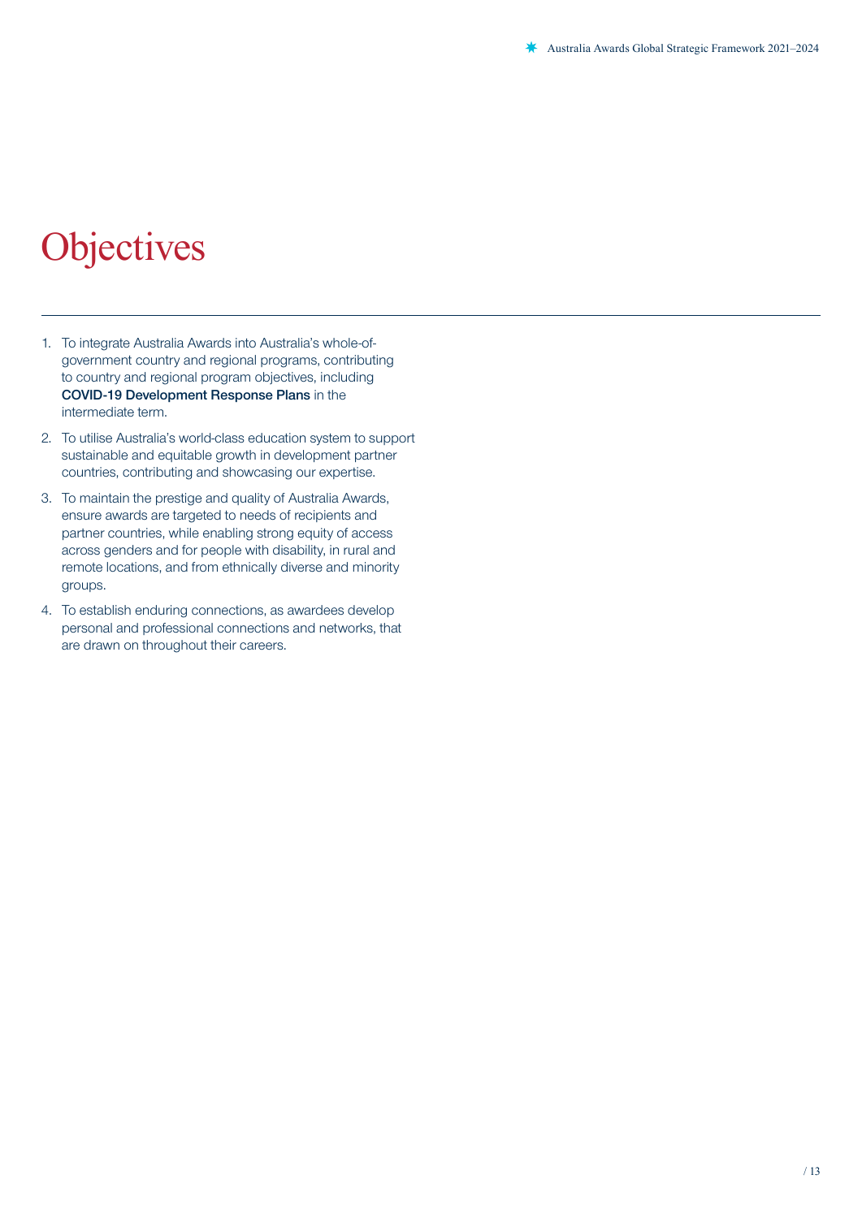# Objectives

1. To integrate Australia Awards into Australia's whole-of-government country and regional programs, contributing to country and regional program objectives, including **COVID-19 Development Response Plans** in the intermediate term.
2. To utilise Australia's world-class education system to support sustainable and equitable growth in development partner countries, contributing and showcasing our expertise.
3. To maintain the prestige and quality of Australia Awards, ensure awards are targeted to needs of recipients and partner countries, while enabling strong equity of access across genders and for people with disability, in rural and remote locations, and from ethnically diverse and minority groups.
4. To establish enduring connections, as awardees develop personal and professional connections and networks, that are drawn on throughout their careers.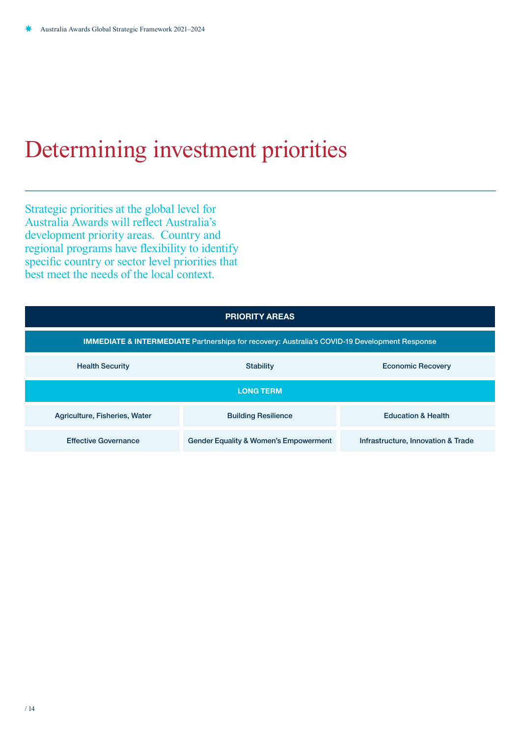# Determining investment priorities

Strategic priorities at the global level for Australia Awards will reflect Australia's development priority areas. Country and regional programs have flexibility to identify specific country or sector level priorities that best meet the needs of the local context.

| PRIORITY AREAS | | |
|---|---|---|
| **IMMEDIATE & INTERMEDIATE** Partnerships for recovery: Australia's COVID-19 Development Response | | |
| Health Security | Stability | Economic Recovery |
| **LONG TERM** | | |
| Agriculture, Fisheries, Water | Building Resilience | Education & Health |
| Effective Governance | Gender Equality & Women's Empowerment | Infrastructure, Innovation & Trade |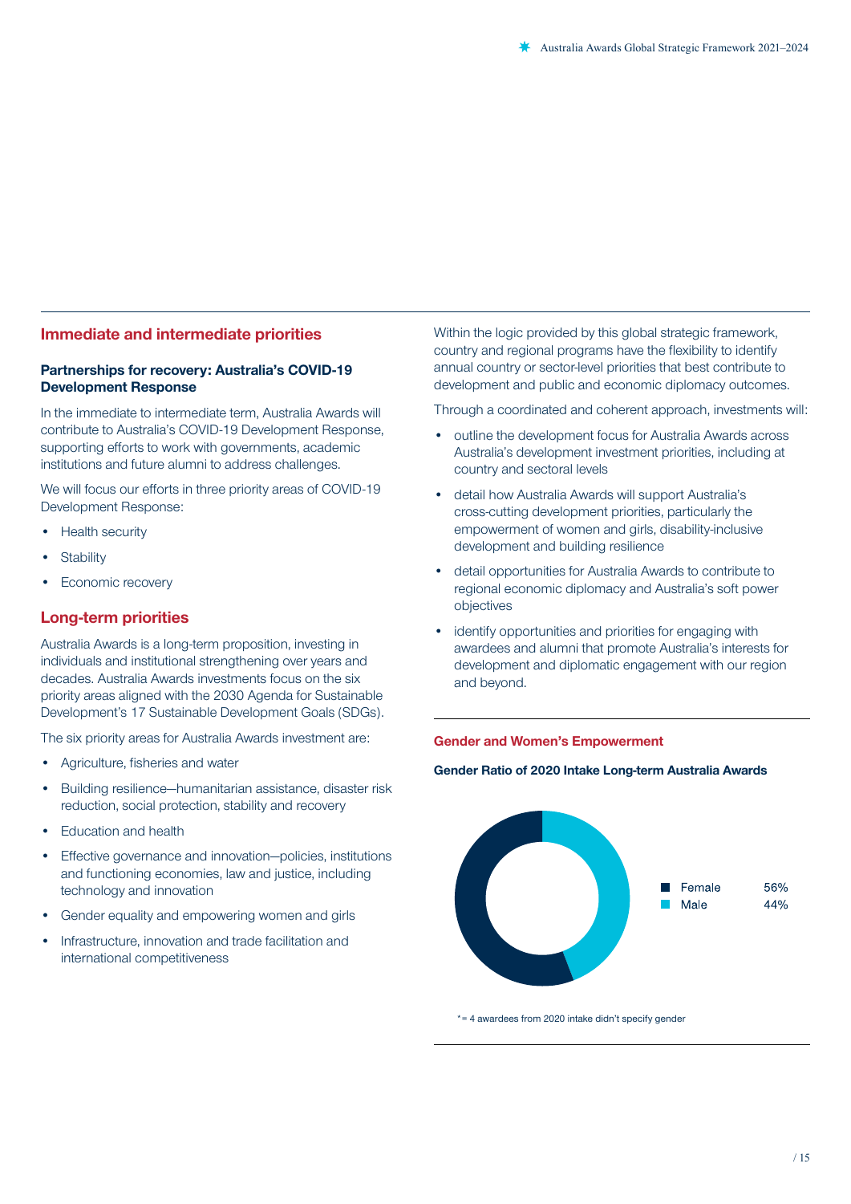## Immediate and intermediate priorities

### Partnerships for recovery: Australia's COVID-19 Development Response

In the immediate to intermediate term, Australia Awards will contribute to Australia's COVID-19 Development Response, supporting efforts to work with governments, academic institutions and future alumni to address challenges.

We will focus our efforts in three priority areas of COVID-19 Development Response:

- Health security
- Stability
- Economic recovery

## Long-term priorities

Australia Awards is a long-term proposition, investing in individuals and institutional strengthening over years and decades. Australia Awards investments focus on the six priority areas aligned with the 2030 Agenda for Sustainable Development's 17 Sustainable Development Goals (SDGs).

The six priority areas for Australia Awards investment are:

- Agriculture, fisheries and water
- Building resilience—humanitarian assistance, disaster risk reduction, social protection, stability and recovery
- Education and health
- Effective governance and innovation—policies, institutions and functioning economies, law and justice, including technology and innovation
- Gender equality and empowering women and girls
- Infrastructure, innovation and trade facilitation and international competitiveness

Within the logic provided by this global strategic framework, country and regional programs have the flexibility to identify annual country or sector-level priorities that best contribute to development and public and economic diplomacy outcomes.

Through a coordinated and coherent approach, investments will:

- outline the development focus for Australia Awards across Australia's development investment priorities, including at country and sectoral levels
- detail how Australia Awards will support Australia's cross-cutting development priorities, particularly the empowerment of women and girls, disability-inclusive development and building resilience
- detail opportunities for Australia Awards to contribute to regional economic diplomacy and Australia's soft power objectives
- identify opportunities and priorities for engaging with awardees and alumni that promote Australia's interests for development and diplomatic engagement with our region and beyond.

## Gender and Women's Empowerment

### Gender Ratio of 2020 Intake Long-term Australia Awards

| Gender | Share |
| --- | --- |
| Female | 56% |
| Male | 44% |

* = 4 awardees from 2020 intake didn't specify gender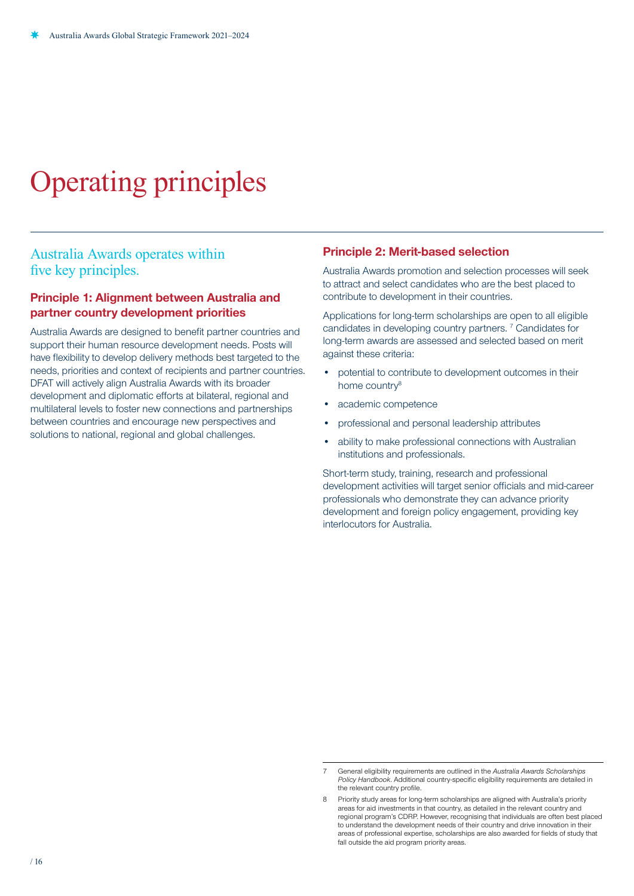# Operating principles

## Australia Awards operates within five key principles.

### Principle 1: Alignment between Australia and partner country development priorities

Australia Awards are designed to benefit partner countries and support their human resource development needs. Posts will have flexibility to develop delivery methods best targeted to the needs, priorities and context of recipients and partner countries. DFAT will actively align Australia Awards with its broader development and diplomatic efforts at bilateral, regional and multilateral levels to foster new connections and partnerships between countries and encourage new perspectives and solutions to national, regional and global challenges.

### Principle 2: Merit-based selection

Australia Awards promotion and selection processes will seek to attract and select candidates who are the best placed to contribute to development in their countries.

Applications for long-term scholarships are open to all eligible candidates in developing country partners. [7] Candidates for long-term awards are assessed and selected based on merit against these criteria:

- potential to contribute to development outcomes in their home country[8]
- academic competence
- professional and personal leadership attributes
- ability to make professional connections with Australian institutions and professionals.

Short-term study, training, research and professional development activities will target senior officials and mid-career professionals who demonstrate they can advance priority development and foreign policy engagement, providing key interlocutors for Australia.

---

7 General eligibility requirements are outlined in the *Australia Awards Scholarships Policy Handbook*. Additional country-specific eligibility requirements are detailed in the relevant country profile.

8 Priority study areas for long-term scholarships are aligned with Australia's priority areas for aid investments in that country, as detailed in the relevant country and regional program's CDRP. However, recognising that individuals are often best placed to understand the development needs of their country and drive innovation in their areas of professional expertise, scholarships are also awarded for fields of study that fall outside the aid program priority areas.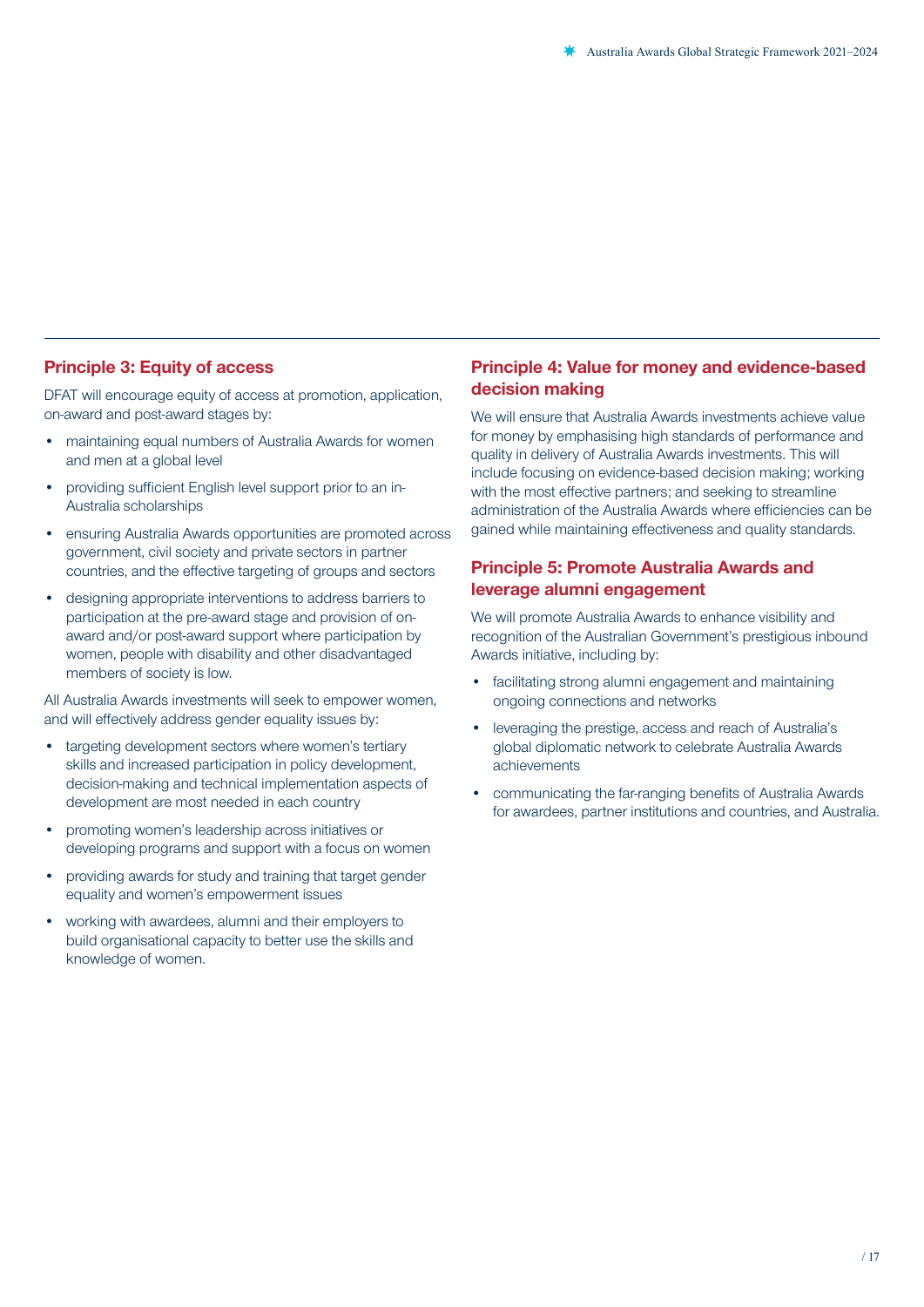## Principle 3: Equity of access

DFAT will encourage equity of access at promotion, application, on-award and post-award stages by:

- maintaining equal numbers of Australia Awards for women and men at a global level
- providing sufficient English level support prior to an in-Australia scholarships
- ensuring Australia Awards opportunities are promoted across government, civil society and private sectors in partner countries, and the effective targeting of groups and sectors
- designing appropriate interventions to address barriers to participation at the pre-award stage and provision of on-award and/or post-award support where participation by women, people with disability and other disadvantaged members of society is low.

All Australia Awards investments will seek to empower women, and will effectively address gender equality issues by:

- targeting development sectors where women's tertiary skills and increased participation in policy development, decision-making and technical implementation aspects of development are most needed in each country
- promoting women's leadership across initiatives or developing programs and support with a focus on women
- providing awards for study and training that target gender equality and women's empowerment issues
- working with awardees, alumni and their employers to build organisational capacity to better use the skills and knowledge of women.

## Principle 4: Value for money and evidence-based decision making

We will ensure that Australia Awards investments achieve value for money by emphasising high standards of performance and quality in delivery of Australia Awards investments. This will include focusing on evidence-based decision making; working with the most effective partners; and seeking to streamline administration of the Australia Awards where efficiencies can be gained while maintaining effectiveness and quality standards.

## Principle 5: Promote Australia Awards and leverage alumni engagement

We will promote Australia Awards to enhance visibility and recognition of the Australian Government's prestigious inbound Awards initiative, including by:

- facilitating strong alumni engagement and maintaining ongoing connections and networks
- leveraging the prestige, access and reach of Australia's global diplomatic network to celebrate Australia Awards achievements
- communicating the far-ranging benefits of Australia Awards for awardees, partner institutions and countries, and Australia.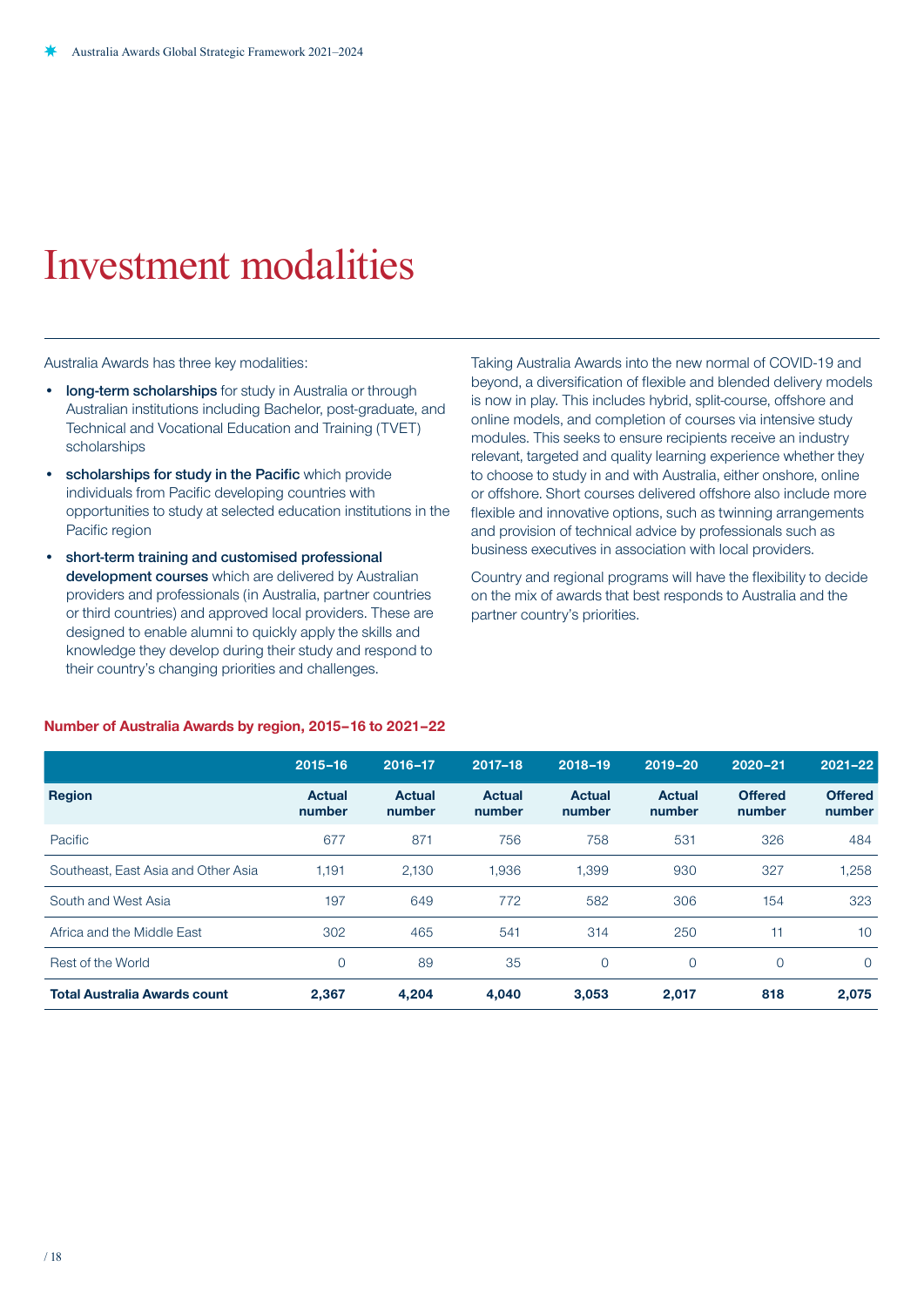# Investment modalities

Australia Awards has three key modalities:

- **long-term scholarships** for study in Australia or through Australian institutions including Bachelor, post-graduate, and Technical and Vocational Education and Training (TVET) scholarships
- **scholarships for study in the Pacific** which provide individuals from Pacific developing countries with opportunities to study at selected education institutions in the Pacific region
- **short-term training and customised professional development courses** which are delivered by Australian providers and professionals (in Australia, partner countries or third countries) and approved local providers. These are designed to enable alumni to quickly apply the skills and knowledge they develop during their study and respond to their country's changing priorities and challenges.

Taking Australia Awards into the new normal of COVID-19 and beyond, a diversification of flexible and blended delivery models is now in play. This includes hybrid, split-course, offshore and online models, and completion of courses via intensive study modules. This seeks to ensure recipients receive an industry relevant, targeted and quality learning experience whether they to choose to study in and with Australia, either onshore, online or offshore. Short courses delivered offshore also include more flexible and innovative options, such as twinning arrangements and provision of technical advice by professionals such as business executives in association with local providers.

Country and regional programs will have the flexibility to decide on the mix of awards that best responds to Australia and the partner country's priorities.

**Number of Australia Awards by region, 2015–16 to 2021–22**

| | 2015–16 | 2016–17 | 2017–18 | 2018–19 | 2019–20 | 2020–21 | 2021–22 |
|---|---|---|---|---|---|---|---|
| **Region** | **Actual number** | **Actual number** | **Actual number** | **Actual number** | **Actual number** | **Offered number** | **Offered number** |
| Pacific | 677 | 871 | 756 | 758 | 531 | 326 | 484 |
| Southeast, East Asia and Other Asia | 1,191 | 2,130 | 1,936 | 1,399 | 930 | 327 | 1,258 |
| South and West Asia | 197 | 649 | 772 | 582 | 306 | 154 | 323 |
| Africa and the Middle East | 302 | 465 | 541 | 314 | 250 | 11 | 10 |
| Rest of the World | 0 | 89 | 35 | 0 | 0 | 0 | 0 |
| **Total Australia Awards count** | **2,367** | **4,204** | **4,040** | **3,053** | **2,017** | **818** | **2,075** |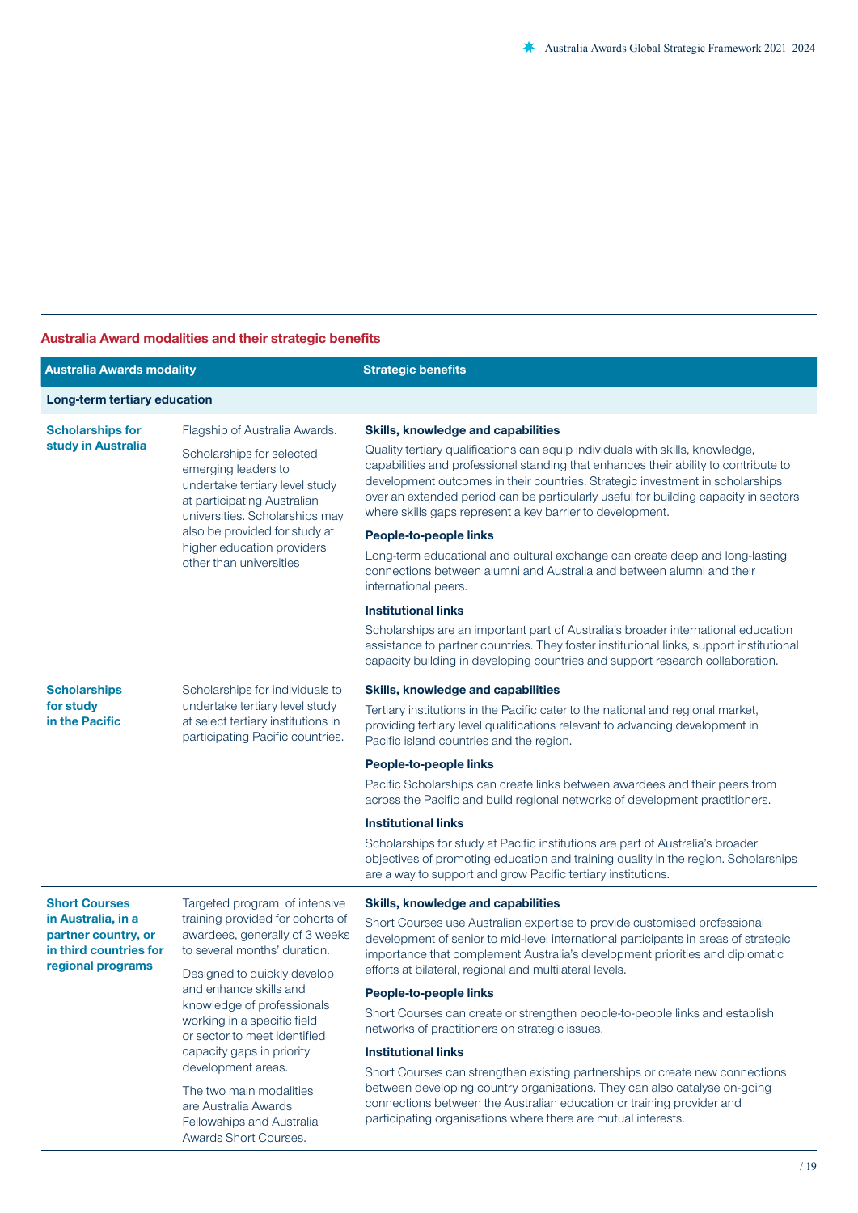## Australia Award modalities and their strategic benefits

| Australia Awards modality | | Strategic benefits |
|---|---|---|
| **Long-term tertiary education** | | |
| **Scholarships for study in Australia** | Flagship of Australia Awards.<br><br>Scholarships for selected emerging leaders to undertake tertiary level study at participating Australian universities. Scholarships may also be provided for study at higher education providers other than universities | **Skills, knowledge and capabilities**<br><br>Quality tertiary qualifications can equip individuals with skills, knowledge, capabilities and professional standing that enhances their ability to contribute to development outcomes in their countries. Strategic investment in scholarships over an extended period can be particularly useful for building capacity in sectors where skills gaps represent a key barrier to development.<br><br>**People-to-people links**<br><br>Long-term educational and cultural exchange can create deep and long-lasting connections between alumni and Australia and between alumni and their international peers.<br><br>**Institutional links**<br><br>Scholarships are an important part of Australia's broader international education assistance to partner countries. They foster institutional links, support institutional capacity building in developing countries and support research collaboration. |
| **Scholarships for study in the Pacific** | Scholarships for individuals to undertake tertiary level study at select tertiary institutions in participating Pacific countries. | **Skills, knowledge and capabilities**<br><br>Tertiary institutions in the Pacific cater to the national and regional market, providing tertiary level qualifications relevant to advancing development in Pacific island countries and the region.<br><br>**People-to-people links**<br><br>Pacific Scholarships can create links between awardees and their peers from across the Pacific and build regional networks of development practitioners.<br><br>**Institutional links**<br><br>Scholarships for study at Pacific institutions are part of Australia's broader objectives of promoting education and training quality in the region. Scholarships are a way to support and grow Pacific tertiary institutions. |
| **Short Courses in Australia, in a partner country, or in third countries for regional programs** | Targeted program of intensive training provided for cohorts of awardees, generally of 3 weeks to several months' duration.<br><br>Designed to quickly develop and enhance skills and knowledge of professionals working in a specific field or sector to meet identified capacity gaps in priority development areas.<br><br>The two main modalities are Australia Awards Fellowships and Australia Awards Short Courses. | **Skills, knowledge and capabilities**<br><br>Short Courses use Australian expertise to provide customised professional development of senior to mid-level international participants in areas of strategic importance that complement Australia's development priorities and diplomatic efforts at bilateral, regional and multilateral levels.<br><br>**People-to-people links**<br><br>Short Courses can create or strengthen people-to-people links and establish networks of practitioners on strategic issues.<br><br>**Institutional links**<br><br>Short Courses can strengthen existing partnerships or create new connections between developing country organisations. They can also catalyse on-going connections between the Australian education or training provider and participating organisations where there are mutual interests. |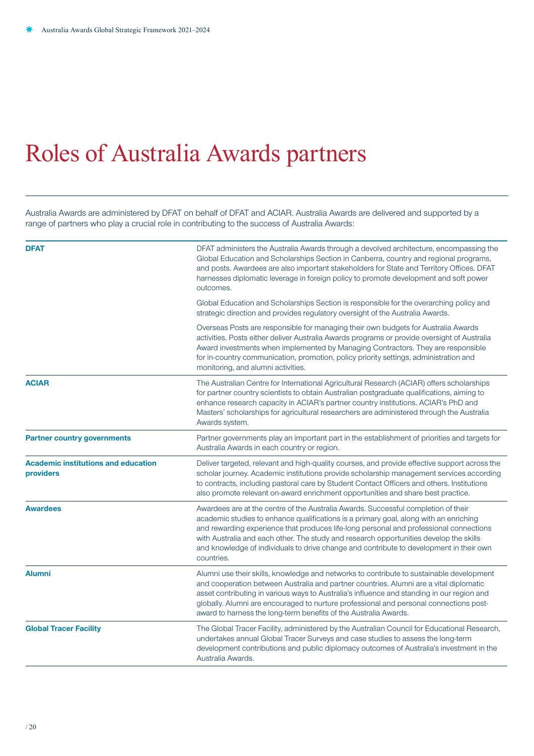# Roles of Australia Awards partners

Australia Awards are administered by DFAT on behalf of DFAT and ACIAR. Australia Awards are delivered and supported by a range of partners who play a crucial role in contributing to the success of Australia Awards:

| Partner | Role |
|---|---|
| **DFAT** | DFAT administers the Australia Awards through a devolved architecture, encompassing the Global Education and Scholarships Section in Canberra, country and regional programs, and posts. Awardees are also important stakeholders for State and Territory Offices. DFAT harnesses diplomatic leverage in foreign policy to promote development and soft power outcomes.<br><br>Global Education and Scholarships Section is responsible for the overarching policy and strategic direction and provides regulatory oversight of the Australia Awards.<br><br>Overseas Posts are responsible for managing their own budgets for Australia Awards activities. Posts either deliver Australia Awards programs or provide oversight of Australia Award investments when implemented by Managing Contractors. They are responsible for in-country communication, promotion, policy priority settings, administration and monitoring, and alumni activities. |
| **ACIAR** | The Australian Centre for International Agricultural Research (ACIAR) offers scholarships for partner country scientists to obtain Australian postgraduate qualifications, aiming to enhance research capacity in ACIAR's partner country institutions. ACIAR's PhD and Masters' scholarships for agricultural researchers are administered through the Australia Awards system. |
| **Partner country governments** | Partner governments play an important part in the establishment of priorities and targets for Australia Awards in each country or region. |
| **Academic institutions and education providers** | Deliver targeted, relevant and high-quality courses, and provide effective support across the scholar journey. Academic institutions provide scholarship management services according to contracts, including pastoral care by Student Contact Officers and others. Institutions also promote relevant on-award enrichment opportunities and share best practice. |
| **Awardees** | Awardees are at the centre of the Australia Awards. Successful completion of their academic studies to enhance qualifications is a primary goal, along with an enriching and rewarding experience that produces life-long personal and professional connections with Australia and each other. The study and research opportunities develop the skills and knowledge of individuals to drive change and contribute to development in their own countries. |
| **Alumni** | Alumni use their skills, knowledge and networks to contribute to sustainable development and cooperation between Australia and partner countries. Alumni are a vital diplomatic asset contributing in various ways to Australia's influence and standing in our region and globally. Alumni are encouraged to nurture professional and personal connections post-award to harness the long-term benefits of the Australia Awards. |
| **Global Tracer Facility** | The Global Tracer Facility, administered by the Australian Council for Educational Research, undertakes annual Global Tracer Surveys and case studies to assess the long-term development contributions and public diplomacy outcomes of Australia's investment in the Australia Awards. |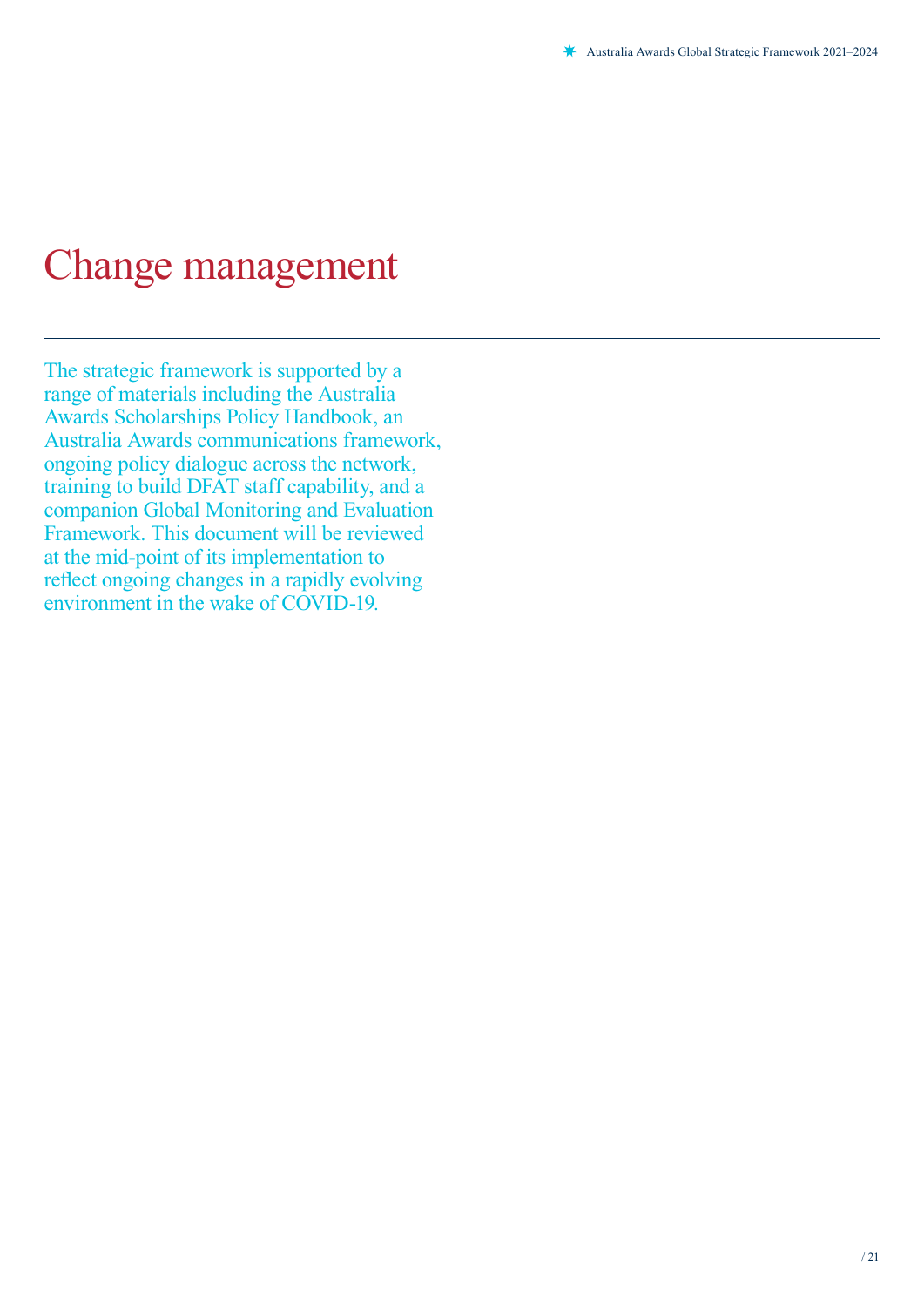# Change management

The strategic framework is supported by a range of materials including the Australia Awards Scholarships Policy Handbook, an Australia Awards communications framework, ongoing policy dialogue across the network, training to build DFAT staff capability, and a companion Global Monitoring and Evaluation Framework. This document will be reviewed at the mid-point of its implementation to reflect ongoing changes in a rapidly evolving environment in the wake of COVID-19.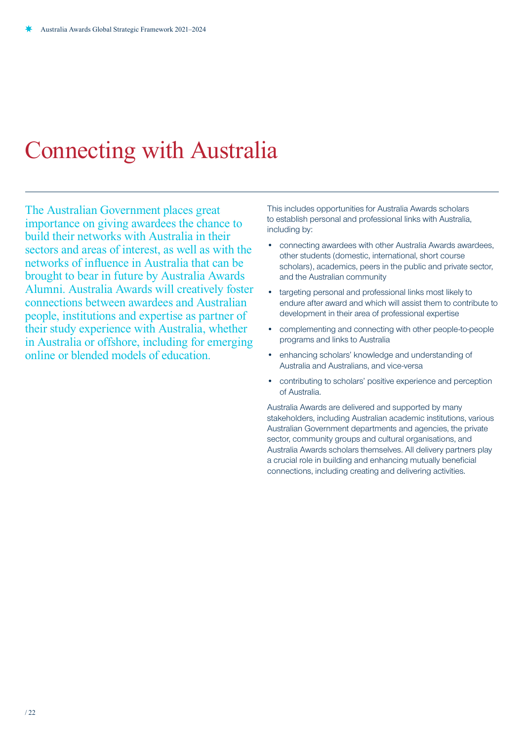# Connecting with Australia

The Australian Government places great importance on giving awardees the chance to build their networks with Australia in their sectors and areas of interest, as well as with the networks of influence in Australia that can be brought to bear in future by Australia Awards Alumni. Australia Awards will creatively foster connections between awardees and Australian people, institutions and expertise as partner of their study experience with Australia, whether in Australia or offshore, including for emerging online or blended models of education.

This includes opportunities for Australia Awards scholars to establish personal and professional links with Australia, including by:

- connecting awardees with other Australia Awards awardees, other students (domestic, international, short course scholars), academics, peers in the public and private sector, and the Australian community
- targeting personal and professional links most likely to endure after award and which will assist them to contribute to development in their area of professional expertise
- complementing and connecting with other people-to-people programs and links to Australia
- enhancing scholars' knowledge and understanding of Australia and Australians, and vice-versa
- contributing to scholars' positive experience and perception of Australia.

Australia Awards are delivered and supported by many stakeholders, including Australian academic institutions, various Australian Government departments and agencies, the private sector, community groups and cultural organisations, and Australia Awards scholars themselves. All delivery partners play a crucial role in building and enhancing mutually beneficial connections, including creating and delivering activities.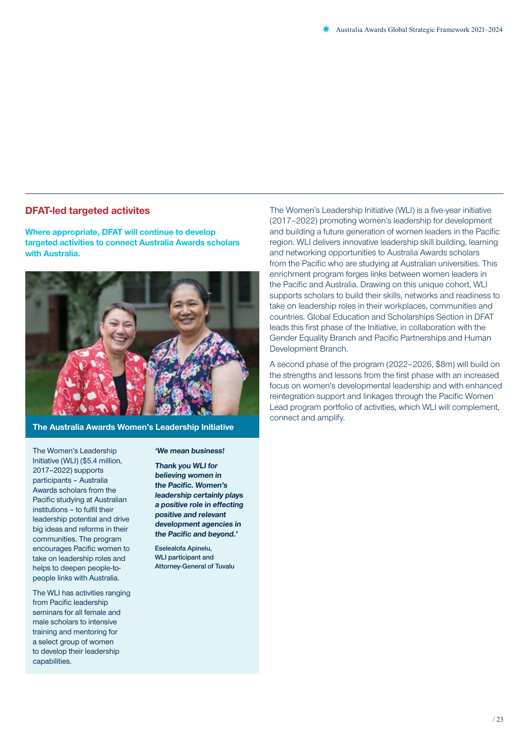## DFAT-led targeted activites

**Where appropriate, DFAT will continue to develop targeted activities to connect Australia Awards scholars with Australia.**

**The Australia Awards Women's Leadership Initiative**

The Women's Leadership Initiative (WLI) ($5.4 million, 2017–2022) supports participants – Australia Awards scholars from the Pacific studying at Australian institutions – to fulfil their leadership potential and drive big ideas and reforms in their communities. The program encourages Pacific women to take on leadership roles and helps to deepen people-to-people links with Australia.

The WLI has activities ranging from Pacific leadership seminars for all female and male scholars to intensive training and mentoring for a select group of women to develop their leadership capabilities.

***'We mean business!***

***Thank you WLI for believing women in the Pacific. Women's leadership certainly plays a positive role in effecting positive and relevant development agencies in the Pacific and beyond.'***

Eselealofa Apinelu,
WLI participant and
Attorney-General of Tuvalu

The Women's Leadership Initiative (WLI) is a five-year initiative (2017–2022) promoting women's leadership for development and building a future generation of women leaders in the Pacific region. WLI delivers innovative leadership skill building, learning and networking opportunities to Australia Awards scholars from the Pacific who are studying at Australian universities. This enrichment program forges links between women leaders in the Pacific and Australia. Drawing on this unique cohort, WLI supports scholars to build their skills, networks and readiness to take on leadership roles in their workplaces, communities and countries. Global Education and Scholarships Section in DFAT leads this first phase of the Initiative, in collaboration with the Gender Equality Branch and Pacific Partnerships and Human Development Branch.

A second phase of the program (2022–2026, $8m) will build on the strengths and lessons from the first phase with an increased focus on women's developmental leadership and with enhanced reintegration support and linkages through the Pacific Women Lead program portfolio of activities, which WLI will complement, connect and amplify.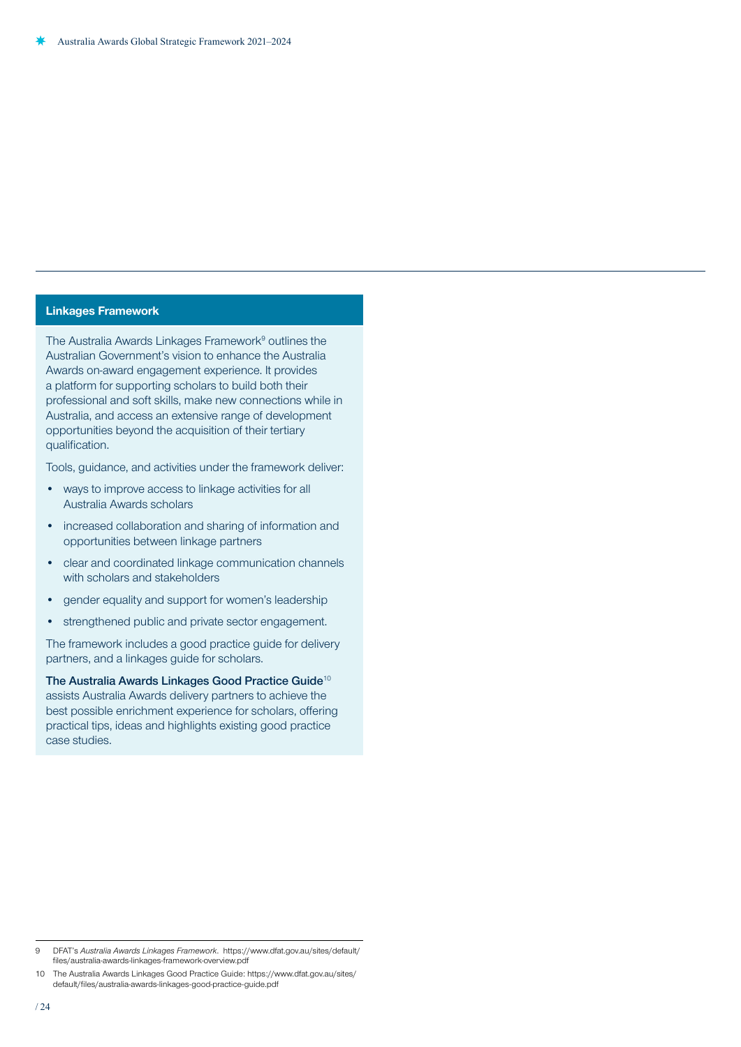## Linkages Framework

The Australia Awards Linkages Framework[9] outlines the Australian Government's vision to enhance the Australia Awards on-award engagement experience. It provides a platform for supporting scholars to build both their professional and soft skills, make new connections while in Australia, and access an extensive range of development opportunities beyond the acquisition of their tertiary qualification.

Tools, guidance, and activities under the framework deliver:

- ways to improve access to linkage activities for all Australia Awards scholars
- increased collaboration and sharing of information and opportunities between linkage partners
- clear and coordinated linkage communication channels with scholars and stakeholders
- gender equality and support for women's leadership
- strengthened public and private sector engagement.

The framework includes a good practice guide for delivery partners, and a linkages guide for scholars.

**The Australia Awards Linkages Good Practice Guide**[10] assists Australia Awards delivery partners to achieve the best possible enrichment experience for scholars, offering practical tips, ideas and highlights existing good practice case studies.

---

9 DFAT's *Australia Awards Linkages Framework*. https://www.dfat.gov.au/sites/default/files/australia-awards-linkages-framework-overview.pdf

10 The Australia Awards Linkages Good Practice Guide: https://www.dfat.gov.au/sites/default/files/australia-awards-linkages-good-practice-guide.pdf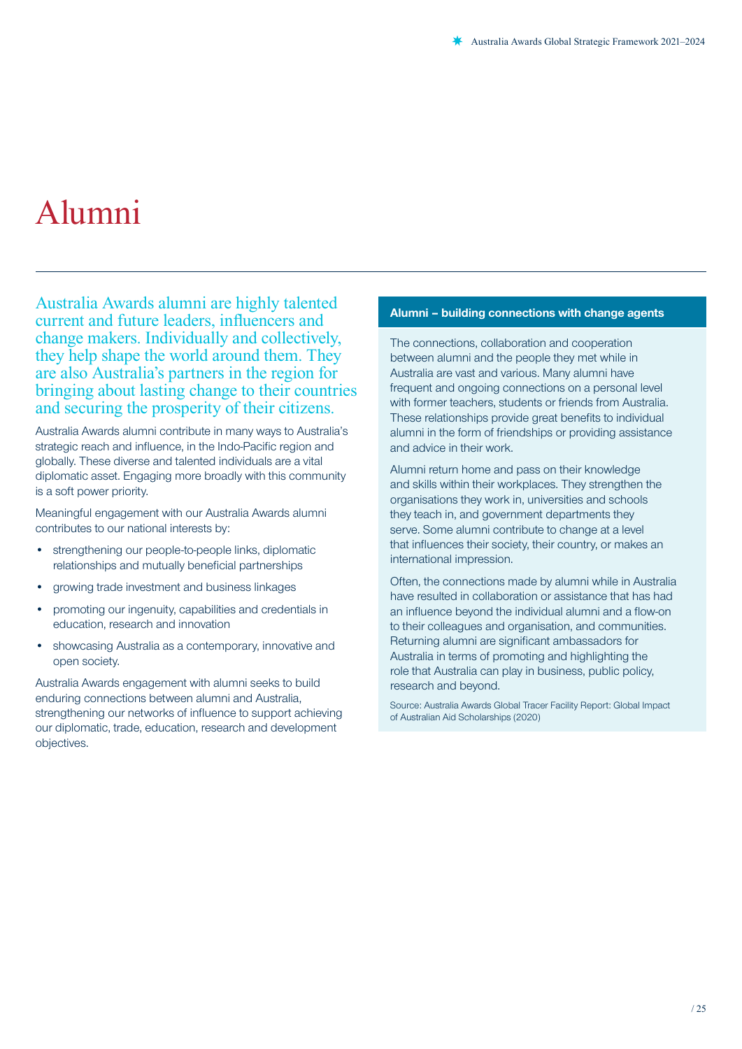# Alumni

Australia Awards alumni are highly talented current and future leaders, influencers and change makers. Individually and collectively, they help shape the world around them. They are also Australia's partners in the region for bringing about lasting change to their countries and securing the prosperity of their citizens.

Australia Awards alumni contribute in many ways to Australia's strategic reach and influence, in the Indo-Pacific region and globally. These diverse and talented individuals are a vital diplomatic asset. Engaging more broadly with this community is a soft power priority.

Meaningful engagement with our Australia Awards alumni contributes to our national interests by:

- strengthening our people-to-people links, diplomatic relationships and mutually beneficial partnerships
- growing trade investment and business linkages
- promoting our ingenuity, capabilities and credentials in education, research and innovation
- showcasing Australia as a contemporary, innovative and open society.

Australia Awards engagement with alumni seeks to build enduring connections between alumni and Australia, strengthening our networks of influence to support achieving our diplomatic, trade, education, research and development objectives.

**Alumni – building connections with change agents**

The connections, collaboration and cooperation between alumni and the people they met while in Australia are vast and various. Many alumni have frequent and ongoing connections on a personal level with former teachers, students or friends from Australia. These relationships provide great benefits to individual alumni in the form of friendships or providing assistance and advice in their work.

Alumni return home and pass on their knowledge and skills within their workplaces. They strengthen the organisations they work in, universities and schools they teach in, and government departments they serve. Some alumni contribute to change at a level that influences their society, their country, or makes an international impression.

Often, the connections made by alumni while in Australia have resulted in collaboration or assistance that has had an influence beyond the individual alumni and a flow-on to their colleagues and organisation, and communities. Returning alumni are significant ambassadors for Australia in terms of promoting and highlighting the role that Australia can play in business, public policy, research and beyond.

Source: Australia Awards Global Tracer Facility Report: Global Impact of Australian Aid Scholarships (2020)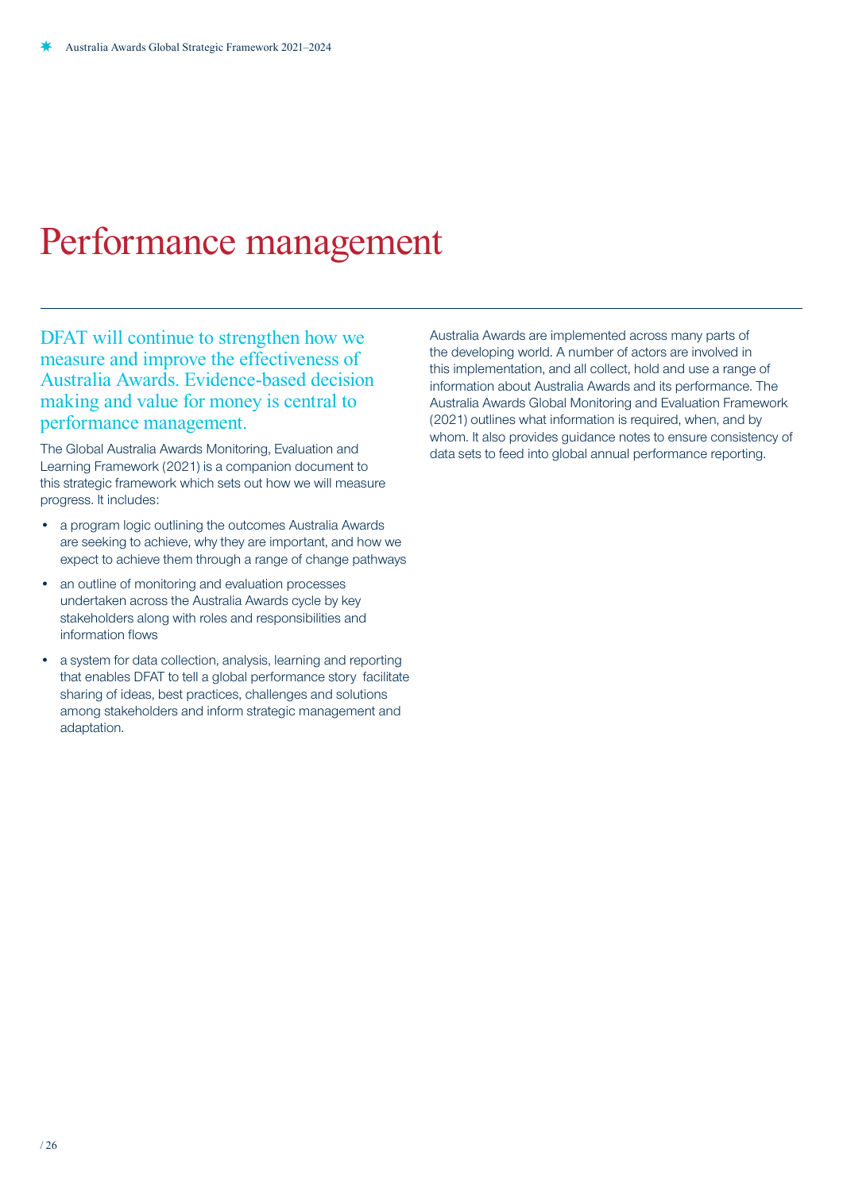# Performance management

DFAT will continue to strengthen how we measure and improve the effectiveness of Australia Awards. Evidence-based decision making and value for money is central to performance management.

The Global Australia Awards Monitoring, Evaluation and Learning Framework (2021) is a companion document to this strategic framework which sets out how we will measure progress. It includes:

- a program logic outlining the outcomes Australia Awards are seeking to achieve, why they are important, and how we expect to achieve them through a range of change pathways
- an outline of monitoring and evaluation processes undertaken across the Australia Awards cycle by key stakeholders along with roles and responsibilities and information flows
- a system for data collection, analysis, learning and reporting that enables DFAT to tell a global performance story facilitate sharing of ideas, best practices, challenges and solutions among stakeholders and inform strategic management and adaptation.

Australia Awards are implemented across many parts of the developing world. A number of actors are involved in this implementation, and all collect, hold and use a range of information about Australia Awards and its performance. The Australia Awards Global Monitoring and Evaluation Framework (2021) outlines what information is required, when, and by whom. It also provides guidance notes to ensure consistency of data sets to feed into global annual performance reporting.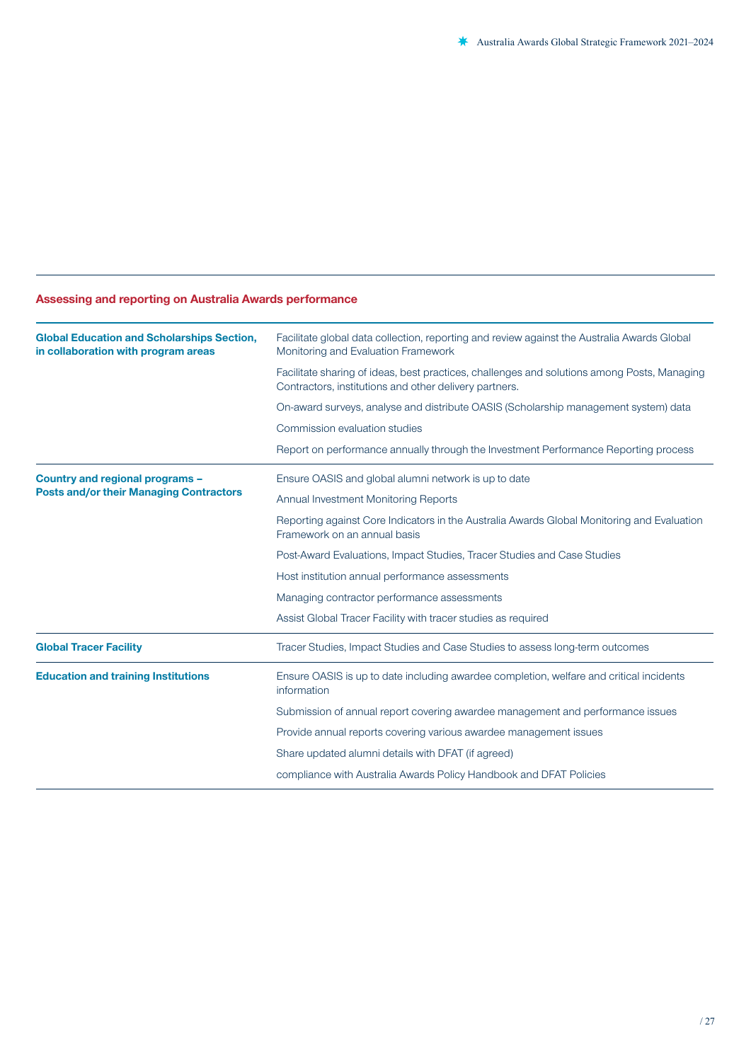## Assessing and reporting on Australia Awards performance

| | |
|---|---|
| **Global Education and Scholarships Section, in collaboration with program areas** | Facilitate global data collection, reporting and review against the Australia Awards Global Monitoring and Evaluation Framework |
| | Facilitate sharing of ideas, best practices, challenges and solutions among Posts, Managing Contractors, institutions and other delivery partners. |
| | On-award surveys, analyse and distribute OASIS (Scholarship management system) data |
| | Commission evaluation studies |
| | Report on performance annually through the Investment Performance Reporting process |
| **Country and regional programs – Posts and/or their Managing Contractors** | Ensure OASIS and global alumni network is up to date |
| | Annual Investment Monitoring Reports |
| | Reporting against Core Indicators in the Australia Awards Global Monitoring and Evaluation Framework on an annual basis |
| | Post-Award Evaluations, Impact Studies, Tracer Studies and Case Studies |
| | Host institution annual performance assessments |
| | Managing contractor performance assessments |
| | Assist Global Tracer Facility with tracer studies as required |
| **Global Tracer Facility** | Tracer Studies, Impact Studies and Case Studies to assess long-term outcomes |
| **Education and training Institutions** | Ensure OASIS is up to date including awardee completion, welfare and critical incidents information |
| | Submission of annual report covering awardee management and performance issues |
| | Provide annual reports covering various awardee management issues |
| | Share updated alumni details with DFAT (if agreed) |
| | compliance with Australia Awards Policy Handbook and DFAT Policies |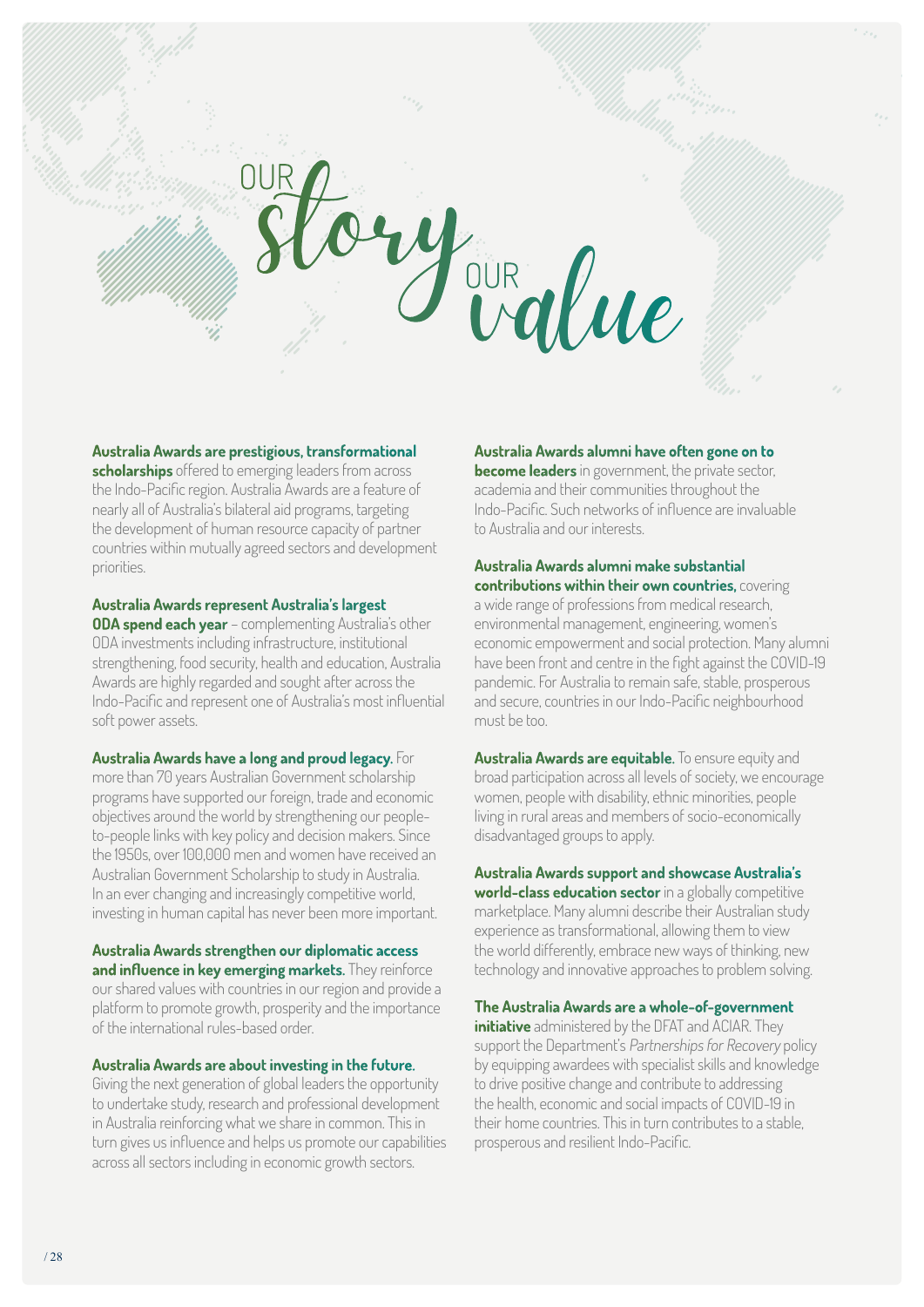# OUR story OUR value

**Australia Awards are prestigious, transformational scholarships** offered to emerging leaders from across the Indo-Pacific region. Australia Awards are a feature of nearly all of Australia's bilateral aid programs, targeting the development of human resource capacity of partner countries within mutually agreed sectors and development priorities.

**Australia Awards represent Australia's largest ODA spend each year** – complementing Australia's other ODA investments including infrastructure, institutional strengthening, food security, health and education, Australia Awards are highly regarded and sought after across the Indo-Pacific and represent one of Australia's most influential soft power assets.

**Australia Awards have a long and proud legacy.** For more than 70 years Australian Government scholarship programs have supported our foreign, trade and economic objectives around the world by strengthening our people-to-people links with key policy and decision makers. Since the 1950s, over 100,000 men and women have received an Australian Government Scholarship to study in Australia. In an ever changing and increasingly competitive world, investing in human capital has never been more important.

**Australia Awards strengthen our diplomatic access and influence in key emerging markets.** They reinforce our shared values with countries in our region and provide a platform to promote growth, prosperity and the importance of the international rules-based order.

**Australia Awards are about investing in the future.** Giving the next generation of global leaders the opportunity to undertake study, research and professional development in Australia reinforcing what we share in common. This in turn gives us influence and helps us promote our capabilities across all sectors including in economic growth sectors.

**Australia Awards alumni have often gone on to become leaders** in government, the private sector, academia and their communities throughout the Indo-Pacific. Such networks of influence are invaluable to Australia and our interests.

**Australia Awards alumni make substantial contributions within their own countries,** covering a wide range of professions from medical research, environmental management, engineering, women's economic empowerment and social protection. Many alumni have been front and centre in the fight against the COVID-19 pandemic. For Australia to remain safe, stable, prosperous and secure, countries in our Indo-Pacific neighbourhood must be too.

**Australia Awards are equitable.** To ensure equity and broad participation across all levels of society, we encourage women, people with disability, ethnic minorities, people living in rural areas and members of socio-economically disadvantaged groups to apply.

**Australia Awards support and showcase Australia's world-class education sector** in a globally competitive marketplace. Many alumni describe their Australian study experience as transformational, allowing them to view the world differently, embrace new ways of thinking, new technology and innovative approaches to problem solving.

**The Australia Awards are a whole-of-government initiative** administered by the DFAT and ACIAR. They support the Department's *Partnerships for Recovery* policy by equipping awardees with specialist skills and knowledge to drive positive change and contribute to addressing the health, economic and social impacts of COVID-19 in their home countries. This in turn contributes to a stable, prosperous and resilient Indo-Pacific.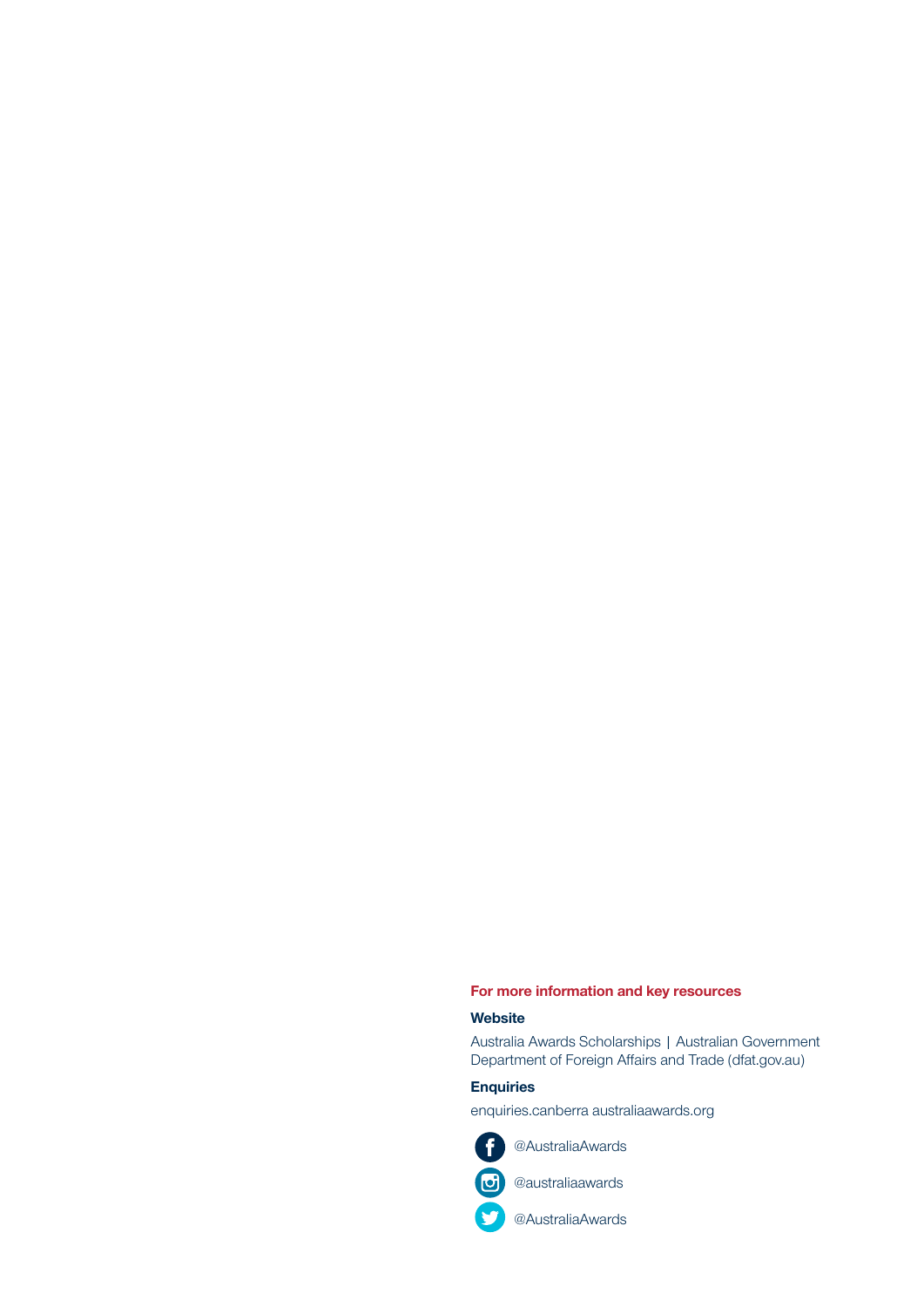**For more information and key resources**

**Website**

Australia Awards Scholarships | Australian Government Department of Foreign Affairs and Trade (dfat.gov.au)

**Enquiries**

enquiries.canberra australiaawards.org

@AustraliaAwards

@australiaawards

@AustraliaAwards